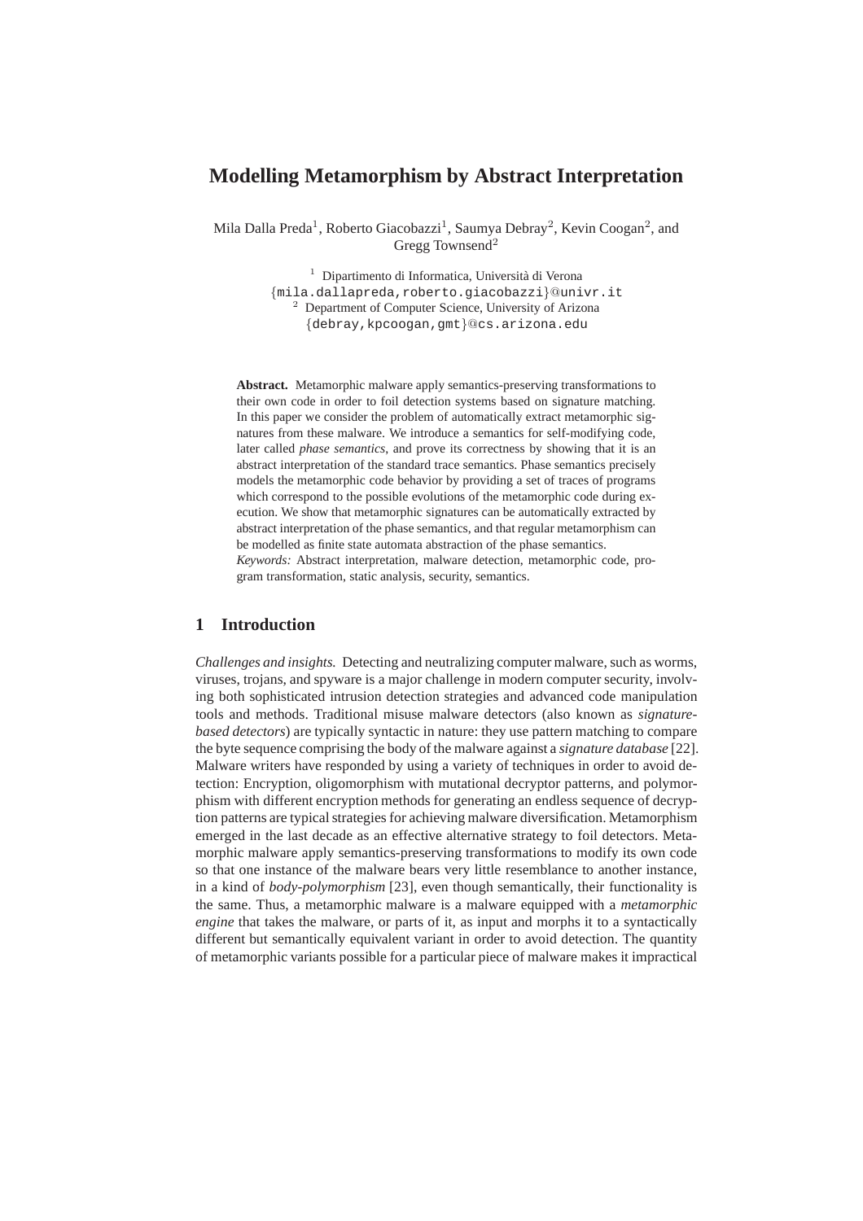# Modelling Metamorphism by Abstract Interpretation

Mila Dalla Preda[1], Roberto Giacobazzi[1], Saumya Debray[2], Kevin Coogan[2], and Gregg Townsend[2]

[1] Dipartimento di Informatica, Università di Verona
{mila.dallapreda,roberto.giacobazzi}@univr.it
[2] Department of Computer Science, University of Arizona
{debray,kpcoogan,gmt}@cs.arizona.edu

**Abstract.** Metamorphic malware apply semantics-preserving transformations to their own code in order to foil detection systems based on signature matching. In this paper we consider the problem of automatically extract metamorphic signatures from these malware. We introduce a semantics for self-modifying code, later called *phase semantics*, and prove its correctness by showing that it is an abstract interpretation of the standard trace semantics. Phase semantics precisely models the metamorphic code behavior by providing a set of traces of programs which correspond to the possible evolutions of the metamorphic code during execution. We show that metamorphic signatures can be automatically extracted by abstract interpretation of the phase semantics, and that regular metamorphism can be modelled as finite state automata abstraction of the phase semantics.
*Keywords:* Abstract interpretation, malware detection, metamorphic code, program transformation, static analysis, security, semantics.

## 1 Introduction

*Challenges and insights.* Detecting and neutralizing computer malware, such as worms, viruses, trojans, and spyware is a major challenge in modern computer security, involving both sophisticated intrusion detection strategies and advanced code manipulation tools and methods. Traditional misuse malware detectors (also known as *signature-based detectors*) are typically syntactic in nature: they use pattern matching to compare the byte sequence comprising the body of the malware against a *signature database* [22]. Malware writers have responded by using a variety of techniques in order to avoid detection: Encryption, oligomorphism with mutational decryptor patterns, and polymorphism with different encryption methods for generating an endless sequence of decryption patterns are typical strategies for achieving malware diversification. Metamorphism emerged in the last decade as an effective alternative strategy to foil detectors. Metamorphic malware apply semantics-preserving transformations to modify its own code so that one instance of the malware bears very little resemblance to another instance, in a kind of *body-polymorphism* [23], even though semantically, their functionality is the same. Thus, a metamorphic malware is a malware equipped with a *metamorphic engine* that takes the malware, or parts of it, as input and morphs it to a syntactically different but semantically equivalent variant in order to avoid detection. The quantity of metamorphic variants possible for a particular piece of malware makes it impractical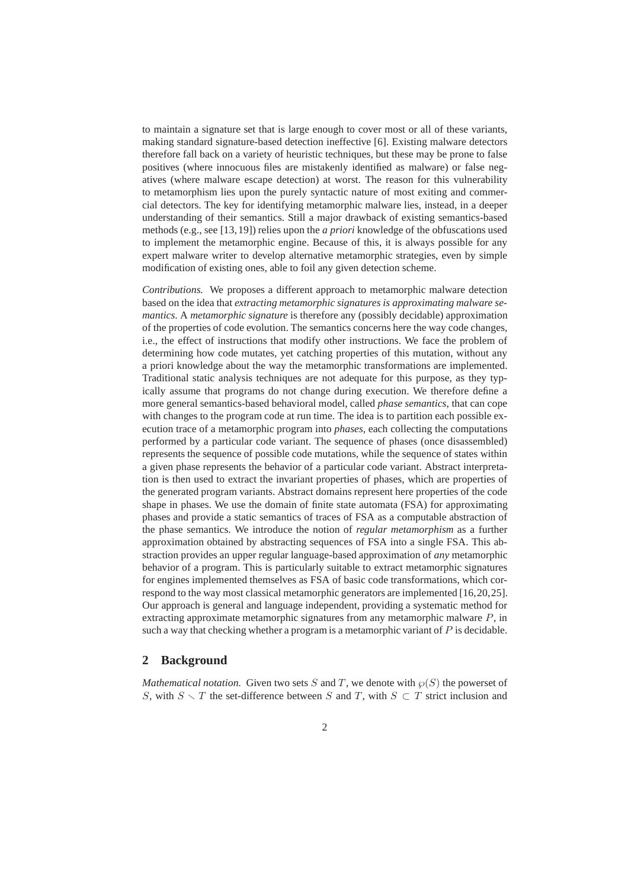to maintain a signature set that is large enough to cover most or all of these variants, making standard signature-based detection ineffective [6]. Existing malware detectors therefore fall back on a variety of heuristic techniques, but these may be prone to false positives (where innocuous files are mistakenly identified as malware) or false negatives (where malware escape detection) at worst. The reason for this vulnerability to metamorphism lies upon the purely syntactic nature of most exiting and commercial detectors. The key for identifying metamorphic malware lies, instead, in a deeper understanding of their semantics. Still a major drawback of existing semantics-based methods (e.g., see [13,19]) relies upon the *a priori* knowledge of the obfuscations used to implement the metamorphic engine. Because of this, it is always possible for any expert malware writer to develop alternative metamorphic strategies, even by simple modification of existing ones, able to foil any given detection scheme.

*Contributions.* We proposes a different approach to metamorphic malware detection based on the idea that *extracting metamorphic signatures is approximating malware semantics*. A *metamorphic signature* is therefore any (possibly decidable) approximation of the properties of code evolution. The semantics concerns here the way code changes, i.e., the effect of instructions that modify other instructions. We face the problem of determining how code mutates, yet catching properties of this mutation, without any a priori knowledge about the way the metamorphic transformations are implemented. Traditional static analysis techniques are not adequate for this purpose, as they typically assume that programs do not change during execution. We therefore define a more general semantics-based behavioral model, called *phase semantics*, that can cope with changes to the program code at run time. The idea is to partition each possible execution trace of a metamorphic program into *phases*, each collecting the computations performed by a particular code variant. The sequence of phases (once disassembled) represents the sequence of possible code mutations, while the sequence of states within a given phase represents the behavior of a particular code variant. Abstract interpretation is then used to extract the invariant properties of phases, which are properties of the generated program variants. Abstract domains represent here properties of the code shape in phases. We use the domain of finite state automata (FSA) for approximating phases and provide a static semantics of traces of FSA as a computable abstraction of the phase semantics. We introduce the notion of *regular metamorphism* as a further approximation obtained by abstracting sequences of FSA into a single FSA. This abstraction provides an upper regular language-based approximation of *any* metamorphic behavior of a program. This is particularly suitable to extract metamorphic signatures for engines implemented themselves as FSA of basic code transformations, which correspond to the way most classical metamorphic generators are implemented [16,20,25]. Our approach is general and language independent, providing a systematic method for extracting approximate metamorphic signatures from any metamorphic malware $P$, in such a way that checking whether a program is a metamorphic variant of $P$ is decidable.

## 2 Background

*Mathematical notation.* Given two sets $S$ and $T$, we denote with $\wp(S)$ the powerset of $S$, with $S \smallsetminus T$ the set-difference between $S$ and $T$, with $S \subset T$ strict inclusion and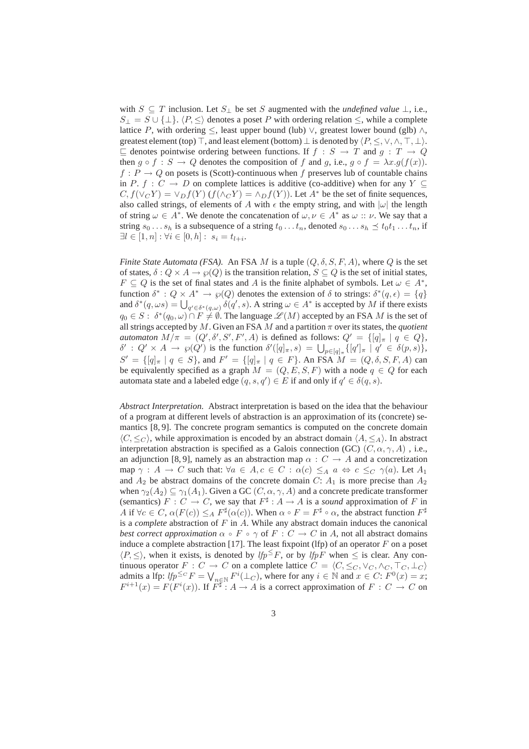with $S \subseteq T$ inclusion. Let $S_\bot$ be set $S$ augmented with the *undefined value* $\bot$, i.e., $S_\bot = S \cup \{\bot\}$. $\langle P, \leq \rangle$ denotes a poset $P$ with ordering relation $\leq$, while a complete lattice $P$, with ordering $\leq$, least upper bound (lub) $\vee$, greatest lower bound (glb) $\wedge$, greatest element (top) $\top$, and least element (bottom) $\bot$ is denoted by $\langle P, \leq, \vee, \wedge, \top, \bot \rangle$. $\sqsubseteq$ denotes pointwise ordering between functions. If $f : S \to T$ and $g : T \to Q$ then $g \circ f : S \to Q$ denotes the composition of $f$ and $g$, i.e., $g \circ f = \lambda x. g(f(x))$. $f : P \to Q$ on posets is (Scott)-continuous when $f$ preserves lub of countable chains in $P$. $f : C \to D$ on complete lattices is additive (co-additive) when for any $Y \subseteq C, f(\vee_C Y) = \vee_D f(Y)$ $(f(\wedge_C Y) = \wedge_D f(Y))$. Let $A^*$ be the set of finite sequences, also called strings, of elements of $A$ with $\epsilon$ the empty string, and with $|\omega|$ the length of string $\omega \in A^*$. We denote the concatenation of $\omega, \nu \in A^*$ as $\omega :: \nu$. We say that a string $s_0 \ldots s_h$ is a subsequence of a string $t_0 \ldots t_n$, denoted $s_0 \ldots s_h \preceq t_0 t_1 \ldots t_n$, if $\exists l \in [1, n] : \forall i \in [0, h] : \; s_i = t_{l+i}$.

*Finite State Automata (FSA).* An FSA $M$ is a tuple $(Q, \delta, S, F, A)$, where $Q$ is the set of states, $\delta : Q \times A \to \wp(Q)$ is the transition relation, $S \subseteq Q$ is the set of initial states, $F \subseteq Q$ is the set of final states and $A$ is the finite alphabet of symbols. Let $\omega \in A^*$, function $\delta^* : Q \times A^* \to \wp(Q)$ denotes the extension of $\delta$ to strings: $\delta^*(q, \epsilon) = \{q\}$ and $\delta^*(q, \omega s) = \bigcup_{q' \in \delta^*(q,\omega)} \delta(q', s)$. A string $\omega \in A^*$ is accepted by $M$ if there exists $q_0 \in S : \; \delta^*(q_0, \omega) \cap F \neq \emptyset$. The language $\mathscr{L}(M)$ accepted by an FSA $M$ is the set of all strings accepted by $M$. Given an FSA $M$ and a partition $\pi$ over its states, the *quotient automaton* $M/\pi = (Q', \delta', S', F', A)$ is defined as follows: $Q' = \{[q]_\pi \mid q \in Q\}$, $\delta' : Q' \times A \to \wp(Q')$ is the function $\delta'([q]_\pi, s) = \bigcup_{p \in [q]_\pi} \{[q']_\pi \mid q' \in \delta(p, s)\}$, $S' = \{[q]_\pi \mid q \in S\}$, and $F' = \{[q]_\pi \mid q \in F\}$. An FSA $M = (Q, \delta, S, F, A)$ can be equivalently specified as a graph $M = (Q, E, S, F)$ with a node $q \in Q$ for each automata state and a labeled edge $(q, s, q') \in E$ if and only if $q' \in \delta(q, s)$.

*Abstract Interpretation.* Abstract interpretation is based on the idea that the behaviour of a program at different levels of abstraction is an approximation of its (concrete) semantics [8, 9]. The concrete program semantics is computed on the concrete domain $\langle C, \leq_C \rangle$, while approximation is encoded by an abstract domain $\langle A, \leq_A \rangle$. In abstract interpretation abstraction is specified as a Galois connection (GC) $(C, \alpha, \gamma, A)$ , i.e., an adjunction [8, 9], namely as an abstraction map $\alpha : C \to A$ and a concretization map $\gamma : A \to C$ such that: $\forall a \in A, c \in C : \alpha(c) \leq_A a \Leftrightarrow c \leq_C \gamma(a)$. Let $A_1$ and $A_2$ be abstract domains of the concrete domain $C$: $A_1$ is more precise than $A_2$ when $\gamma_2(A_2) \subseteq \gamma_1(A_1)$. Given a GC $(C, \alpha, \gamma, A)$ and a concrete predicate transformer (semantics) $F : C \to C$, we say that $F^\sharp : A \to A$ is a *sound* approximation of $F$ in $A$ if $\forall c \in C$, $\alpha(F(c)) \leq_A F^\sharp(\alpha(c))$. When $\alpha \circ F = F^\sharp \circ \alpha$, the abstract function $F^\sharp$ is a *complete* abstraction of $F$ in $A$. While any abstract domain induces the canonical *best correct approximation* $\alpha \circ F \circ \gamma$ of $F : C \to C$ in $A$, not all abstract domains induce a complete abstraction [17]. The least fixpoint (lfp) of an operator $F$ on a poset $\langle P, \leq \rangle$, when it exists, is denoted by $\mathit{lfp}^{\leq} F$, or by $\mathit{lfp} F$ when $\leq$ is clear. Any continuous operator $F : C \to C$ on a complete lattice $C = \langle C, \leq_C, \vee_C, \wedge_C, \top_C, \bot_C \rangle$ admits a lfp: $\mathit{lfp}^{\leq_C} F = \bigvee_{n \in \mathbb{N}} F^i(\bot_C)$, where for any $i \in \mathbb{N}$ and $x \in C$: $F^0(x) = x$; $F^{i+1}(x) = F(F^i(x))$. If $F^\sharp : A \to A$ is a correct approximation of $F : C \to C$ on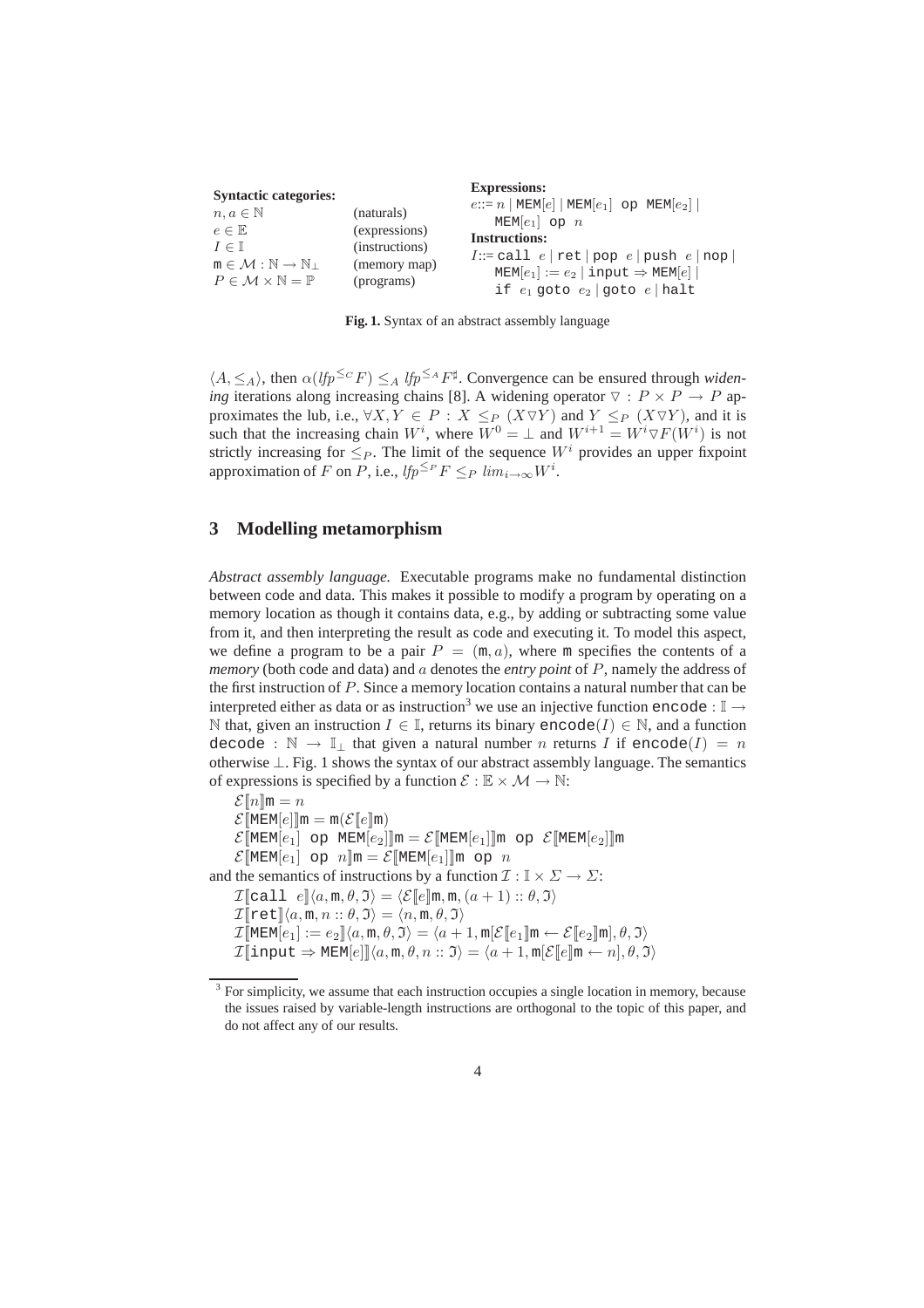**Syntactic categories:**

| | |
|---|---|
| $n, a \in \mathbb{N}$ | (naturals) |
| $e \in \mathbb{E}$ | (expressions) |
| $I \in \mathbb{I}$ | (instructions) |
| $\mathtt{m} \in \mathcal{M} : \mathbb{N} \rightarrow \mathbb{N}_\perp$ | (memory map) |
| $P \in \mathcal{M} \times \mathbb{N} = \mathbb{P}$ | (programs) |

**Expressions:**

$e ::= n \mid \mathtt{MEM}[e] \mid \mathtt{MEM}[e_1]\ \mathtt{op}\ \mathtt{MEM}[e_2] \mid \mathtt{MEM}[e_1]\ \mathtt{op}\ n$

**Instructions:**

$I ::= \mathtt{call}\ e \mid \mathtt{ret} \mid \mathtt{pop}\ e \mid \mathtt{push}\ e \mid \mathtt{nop} \mid \mathtt{MEM}[e_1] := e_2 \mid \mathtt{input} \Rightarrow \mathtt{MEM}[e] \mid \mathtt{if}\ e_1\ \mathtt{goto}\ e_2 \mid \mathtt{goto}\ e \mid \mathtt{halt}$

**Fig. 1.** Syntax of an abstract assembly language

$\langle A, \leq_A \rangle$, then $\alpha(\mathit{lfp}^{\leq_C} F) \leq_A \mathit{lfp}^{\leq_A} F^\sharp$. Convergence can be ensured through *widening* iterations along increasing chains [8]. A widening operator $\triangledown : P \times P \rightarrow P$ approximates the lub, i.e., $\forall X, Y \in P : X \leq_P (X \triangledown Y)$ and $Y \leq_P (X \triangledown Y)$, and it is such that the increasing chain $W^i$, where $W^0 = \perp$ and $W^{i+1} = W^i \triangledown F(W^i)$ is not strictly increasing for $\leq_P$. The limit of the sequence $W^i$ provides an upper fixpoint approximation of $F$ on $P$, i.e., $\mathit{lfp}^{\leq_P} F \leq_P \mathit{lim}_{i \rightarrow \infty} W^i$.

## 3 Modelling metamorphism

*Abstract assembly language.* Executable programs make no fundamental distinction between code and data. This makes it possible to modify a program by operating on a memory location as though it contains data, e.g., by adding or subtracting some value from it, and then interpreting the result as code and executing it. To model this aspect, we define a program to be a pair $P = (\mathtt{m}, a)$, where $\mathtt{m}$ specifies the contents of a *memory* (both code and data) and $a$ denotes the *entry point* of $P$, namely the address of the first instruction of $P$. Since a memory location contains a natural number that can be interpreted either as data or as instruction[3] we use an injective function $\mathtt{encode} : \mathbb{I} \rightarrow \mathbb{N}$ that, given an instruction $I \in \mathbb{I}$, returns its binary $\mathtt{encode}(I) \in \mathbb{N}$, and a function $\mathtt{decode} : \mathbb{N} \rightarrow \mathbb{I}_\perp$ that given a natural number $n$ returns $I$ if $\mathtt{encode}(I) = n$ otherwise $\perp$. Fig. 1 shows the syntax of our abstract assembly language. The semantics of expressions is specified by a function $\mathcal{E} : \mathbb{E} \times \mathcal{M} \rightarrow \mathbb{N}$:

$\mathcal{E}[\![n]\!]\mathtt{m} = n$

$\mathcal{E}[\![\mathtt{MEM}[e]]\!]\mathtt{m} = \mathtt{m}(\mathcal{E}[\![e]\!]\mathtt{m})$

$\mathcal{E}[\![\mathtt{MEM}[e_1]\ \mathtt{op}\ \mathtt{MEM}[e_2]]\!]\mathtt{m} = \mathcal{E}[\![\mathtt{MEM}[e_1]]\!]\mathtt{m}\ \mathtt{op}\ \mathcal{E}[\![\mathtt{MEM}[e_2]]\!]\mathtt{m}$

$\mathcal{E}[\![\mathtt{MEM}[e_1]\ \mathtt{op}\ n]\!]\mathtt{m} = \mathcal{E}[\![\mathtt{MEM}[e_1]]\!]\mathtt{m}\ \mathtt{op}\ n$

and the semantics of instructions by a function $\mathcal{I} : \mathbb{I} \times \Sigma \rightarrow \Sigma$:

$\mathcal{I}[\![\mathtt{call}\ e]\!]\langle a, \mathtt{m}, \theta, \mathfrak{I} \rangle = \langle \mathcal{E}[\![e]\!]\mathtt{m}, \mathtt{m}, (a+1) :: \theta, \mathfrak{I} \rangle$

$\mathcal{I}[\![\mathtt{ret}]\!]\langle a, \mathtt{m}, n :: \theta, \mathfrak{I} \rangle = \langle n, \mathtt{m}, \theta, \mathfrak{I} \rangle$

$\mathcal{I}[\![\mathtt{MEM}[e_1] := e_2]\!]\langle a, \mathtt{m}, \theta, \mathfrak{I} \rangle = \langle a+1, \mathtt{m}[\mathcal{E}[\![e_1]\!]\mathtt{m} \leftarrow \mathcal{E}[\![e_2]\!]\mathtt{m}], \theta, \mathfrak{I} \rangle$

$\mathcal{I}[\![\mathtt{input} \Rightarrow \mathtt{MEM}[e]]\!]\langle a, \mathtt{m}, \theta, n :: \mathfrak{I} \rangle = \langle a+1, \mathtt{m}[\mathcal{E}[\![e]\!]\mathtt{m} \leftarrow n], \theta, \mathfrak{I} \rangle$

[3] For simplicity, we assume that each instruction occupies a single location in memory, because the issues raised by variable-length instructions are orthogonal to the topic of this paper, and do not affect any of our results.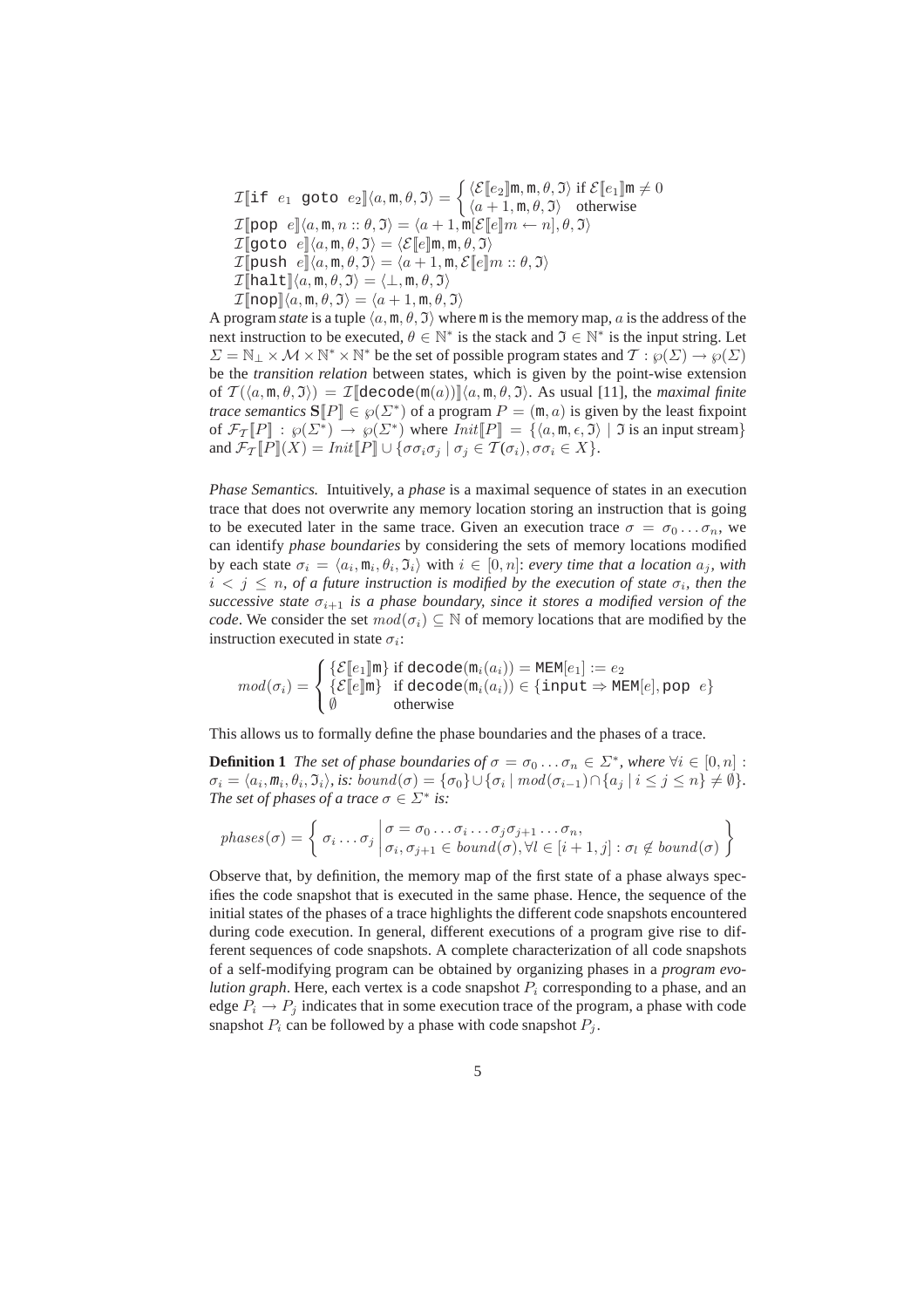$$\mathcal{I}[\![\texttt{if } e_1 \texttt{ goto } e_2]\!]\langle a, \mathtt{m}, \theta, \mathfrak{I}\rangle = \begin{cases} \langle \mathcal{E}[\![e_2]\!]\mathtt{m}, \mathtt{m}, \theta, \mathfrak{I}\rangle \text{ if } \mathcal{E}[\![e_1]\!]\mathtt{m} \neq 0 \\ \langle a+1, \mathtt{m}, \theta, \mathfrak{I}\rangle \quad \text{otherwise} \end{cases}$$

$$\mathcal{I}[\![\texttt{pop } e]\!]\langle a, \mathtt{m}, n :: \theta, \mathfrak{I}\rangle = \langle a+1, \mathtt{m}[\mathcal{E}[\![e]\!]m \leftarrow n], \theta, \mathfrak{I}\rangle$$

$$\mathcal{I}[\![\texttt{goto } e]\!]\langle a, \mathtt{m}, \theta, \mathfrak{I}\rangle = \langle \mathcal{E}[\![e]\!]\mathtt{m}, \mathtt{m}, \theta, \mathfrak{I}\rangle$$

$$\mathcal{I}[\![\texttt{push } e]\!]\langle a, \mathtt{m}, \theta, \mathfrak{I}\rangle = \langle a+1, \mathtt{m}, \mathcal{E}[\![e]\!]m :: \theta, \mathfrak{I}\rangle$$

$$\mathcal{I}[\![\texttt{halt}]\!]\langle a, \mathtt{m}, \theta, \mathfrak{I}\rangle = \langle \bot, \mathtt{m}, \theta, \mathfrak{I}\rangle$$

$$\mathcal{I}[\![\texttt{nop}]\!]\langle a, \mathtt{m}, \theta, \mathfrak{I}\rangle = \langle a+1, \mathtt{m}, \theta, \mathfrak{I}\rangle$$

A program *state* is a tuple $\langle a, \mathtt{m}, \theta, \mathfrak{I}\rangle$ where $\mathtt{m}$ is the memory map, $a$ is the address of the next instruction to be executed, $\theta \in \mathbb{N}^*$ is the stack and $\mathfrak{I} \in \mathbb{N}^*$ is the input string. Let $\Sigma = \mathbb{N}_\bot \times \mathcal{M} \times \mathbb{N}^* \times \mathbb{N}^*$ be the set of possible program states and $\mathcal{T} : \wp(\Sigma) \rightarrow \wp(\Sigma)$ be the *transition relation* between states, which is given by the point-wise extension of $\mathcal{T}(\langle a, \mathtt{m}, \theta, \mathfrak{I}\rangle) = \mathcal{I}[\![\texttt{decode}(\mathtt{m}(a))]\!]\langle a, \mathtt{m}, \theta, \mathfrak{I}\rangle$. As usual [11], the *maximal finite trace semantics* $\mathbf{S}[\![P]\!] \in \wp(\Sigma^*)$ of a program $P = (\mathtt{m}, a)$ is given by the least fixpoint of $\mathcal{F}_\mathcal{T}[\![P]\!] : \wp(\Sigma^*) \rightarrow \wp(\Sigma^*)$ where $Init[\![P]\!] = \{\langle a, \mathtt{m}, \epsilon, \mathfrak{I}\rangle \mid \mathfrak{I} \text{ is an input stream}\}$ and $\mathcal{F}_\mathcal{T}[\![P]\!](X) = Init[\![P]\!] \cup \{\sigma\sigma_i\sigma_j \mid \sigma_j \in \mathcal{T}(\sigma_i), \sigma\sigma_i \in X\}$.

*Phase Semantics.* Intuitively, a *phase* is a maximal sequence of states in an execution trace that does not overwrite any memory location storing an instruction that is going to be executed later in the same trace. Given an execution trace $\sigma = \sigma_0 \ldots \sigma_n$, we can identify *phase boundaries* by considering the sets of memory locations modified by each state $\sigma_i = \langle a_i, \mathtt{m}_i, \theta_i, \mathfrak{I}_i\rangle$ with $i \in [0, n]$: *every time that a location $a_j$, with $i < j \leq n$, of a future instruction is modified by the execution of state $\sigma_i$, then the successive state $\sigma_{i+1}$ is a phase boundary, since it stores a modified version of the code*. We consider the set $mod(\sigma_i) \subseteq \mathbb{N}$ of memory locations that are modified by the instruction executed in state $\sigma_i$:

$$mod(\sigma_i) = \begin{cases} \{\mathcal{E}[\![e_1]\!]\mathtt{m}\} \text{ if } \texttt{decode}(\mathtt{m}_i(a_i)) = \texttt{MEM}[e_1] := e_2 \\ \{\mathcal{E}[\![e]\!]\mathtt{m}\} \text{ if } \texttt{decode}(\mathtt{m}_i(a_i)) \in \{\texttt{input} \Rightarrow \texttt{MEM}[e], \texttt{pop } e\} \\ \emptyset \quad \text{otherwise} \end{cases}$$

This allows us to formally define the phase boundaries and the phases of a trace.

**Definition 1** *The set of phase boundaries of $\sigma = \sigma_0 \ldots \sigma_n \in \Sigma^*$, where $\forall i \in [0, n]$ : $\sigma_i = \langle a_i, \mathtt{m}_i, \theta_i, \mathfrak{I}_i\rangle$, is: $bound(\sigma) = \{\sigma_0\} \cup \{\sigma_i \mid mod(\sigma_{i-1}) \cap \{a_j \mid i \leq j \leq n\} \neq \emptyset\}$. The set of phases of a trace $\sigma \in \Sigma^*$ is:*

$$phases(\sigma) = \left\{ \sigma_i \ldots \sigma_j \,\middle|\, \begin{array}{l} \sigma = \sigma_0 \ldots \sigma_i \ldots \sigma_j \sigma_{j+1} \ldots \sigma_n, \\ \sigma_i, \sigma_{j+1} \in bound(\sigma), \forall l \in [i+1, j] : \sigma_l \notin bound(\sigma) \end{array} \right\}$$

Observe that, by definition, the memory map of the first state of a phase always specifies the code snapshot that is executed in the same phase. Hence, the sequence of the initial states of the phases of a trace highlights the different code snapshots encountered during code execution. In general, different executions of a program give rise to different sequences of code snapshots. A complete characterization of all code snapshots of a self-modifying program can be obtained by organizing phases in a *program evolution graph*. Here, each vertex is a code snapshot $P_i$ corresponding to a phase, and an edge $P_i \rightarrow P_j$ indicates that in some execution trace of the program, a phase with code snapshot $P_i$ can be followed by a phase with code snapshot $P_j$.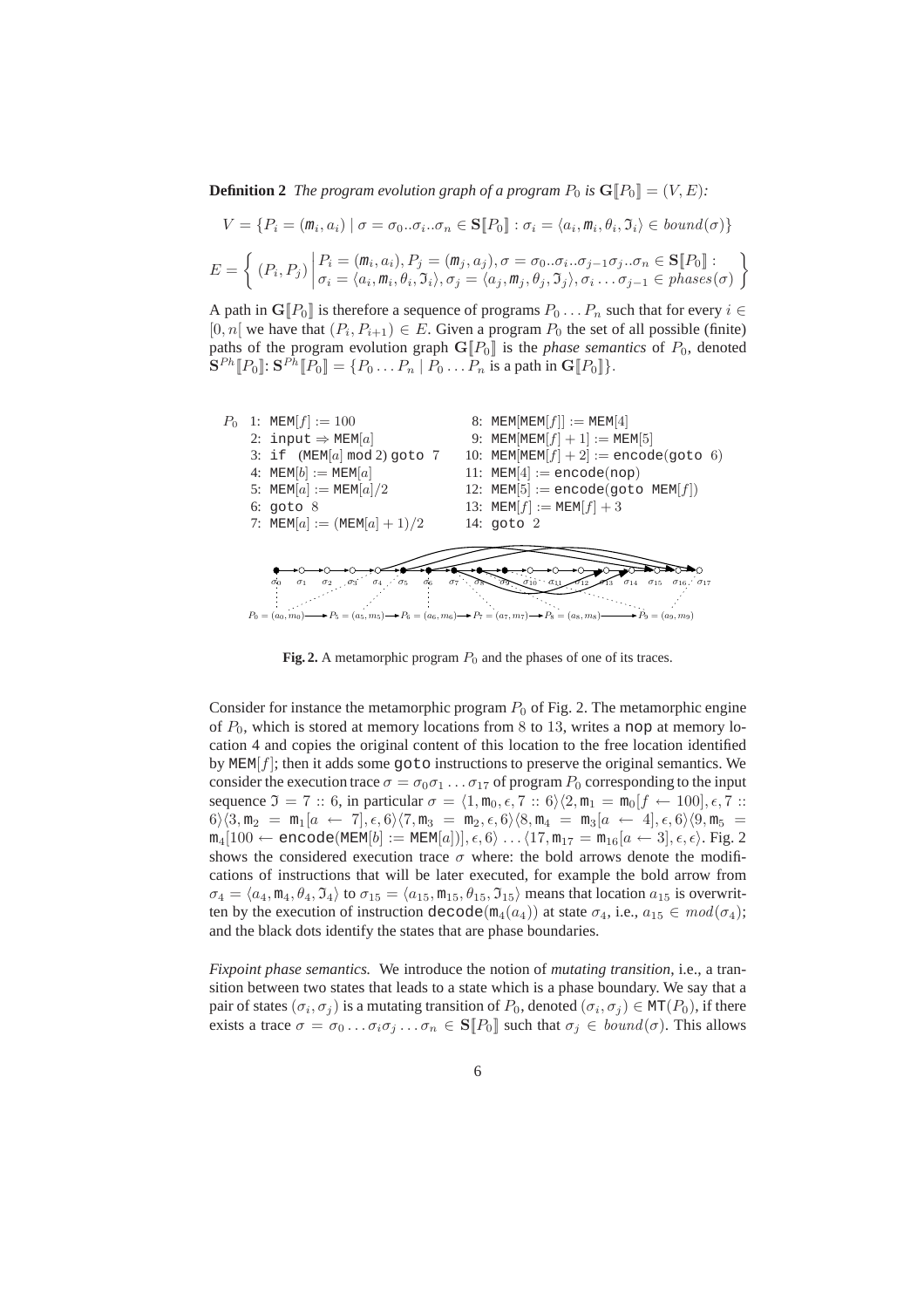**Definition 2** *The program evolution graph of a program $P_0$ is $\mathbf{G}[\![P_0]\!] = (V, E)$:*

$$V = \{P_i = (\mathtt{m}_i, a_i) \mid \sigma = \sigma_0..\sigma_i..\sigma_n \in \mathbf{S}[\![P_0]\!] : \sigma_i = \langle a_i, \mathtt{m}_i, \theta_i, \Im_i\rangle \in \mathit{bound}(\sigma)\}$$

$$E = \left\{ (P_i, P_j) \,\middle|\, \begin{array}{l} P_i = (\mathtt{m}_i, a_i), P_j = (\mathtt{m}_j, a_j), \sigma = \sigma_0..\sigma_i..\sigma_{j-1}\sigma_j..\sigma_n \in \mathbf{S}[\![P_0]\!] : \\ \sigma_i = \langle a_i, \mathtt{m}_i, \theta_i, \Im_i\rangle, \sigma_j = \langle a_j, \mathtt{m}_j, \theta_j, \Im_j\rangle, \sigma_i \ldots \sigma_{j-1} \in \mathit{phases}(\sigma) \end{array} \right\}$$

A path in $\mathbf{G}[\![P_0]\!]$ is therefore a sequence of programs $P_0 \ldots P_n$ such that for every $i \in [0, n[$ we have that $(P_i, P_{i+1}) \in E$. Given a program $P_0$ the set of all possible (finite) paths of the program evolution graph $\mathbf{G}[\![P_0]\!]$ is the *phase semantics* of $P_0$, denoted $\mathbf{S}^{Ph}[\![P_0]\!]$: $\mathbf{S}^{Ph}[\![P_0]\!] = \{P_0 \ldots P_n \mid P_0 \ldots P_n \text{ is a path in } \mathbf{G}[\![P_0]\!]\}$.

```
P0  1: MEM[f] := 100                    8: MEM[MEM[f]] := MEM[4]
    2: input ⇒ MEM[a]                   9: MEM[MEM[f] + 1] := MEM[5]
    3: if (MEM[a] mod 2) goto 7        10: MEM[MEM[f] + 2] := encode(goto 6)
    4: MEM[b] := MEM[a]                11: MEM[4] := encode(nop)
    5: MEM[a] := MEM[a]/2              12: MEM[5] := encode(goto MEM[f])
    6: goto 8                          13: MEM[f] := MEM[f] + 3
    7: MEM[a] := (MEM[a] + 1)/2        14: goto 2
```

$\sigma_0$ $\sigma_1$ $\sigma_2$ $\sigma_3$ $\sigma_4$ $\sigma_5$ $\sigma_6$ $\sigma_7$ $\sigma_8$ $\sigma_9$ $\sigma_{10}$ $\sigma_{11}$ $\sigma_{12}$ $\sigma_{13}$ $\sigma_{14}$ $\sigma_{15}$ $\sigma_{16}$ $\sigma_{17}$

$P_0 = (a_0, m_0) \rightarrow P_5 = (a_5, m_5) \rightarrow P_6 = (a_6, m_6) \rightarrow P_7 = (a_7, m_7) \rightarrow P_8 = (a_8, m_8) \rightarrow P_9 = (a_9, m_9)$

**Fig. 2.** A metamorphic program $P_0$ and the phases of one of its traces.

Consider for instance the metamorphic program $P_0$ of Fig. 2. The metamorphic engine of $P_0$, which is stored at memory locations from 8 to 13, writes a `nop` at memory location 4 and copies the original content of this location to the free location identified by $\mathtt{MEM}[f]$; then it adds some `goto` instructions to preserve the original semantics. We consider the execution trace $\sigma = \sigma_0\sigma_1 \ldots \sigma_{17}$ of program $P_0$ corresponding to the input sequence $\Im = 7 :: 6$, in particular $\sigma = \langle 1, \mathtt{m}_0, \epsilon, 7 :: 6\rangle\langle 2, \mathtt{m}_1 = \mathtt{m}_0[f \leftarrow 100], \epsilon, 7 :: 6\rangle\langle 3, \mathtt{m}_2 = \mathtt{m}_1[a \leftarrow 7], \epsilon, 6\rangle\langle 7, \mathtt{m}_3 = \mathtt{m}_2, \epsilon, 6\rangle\langle 8, \mathtt{m}_4 = \mathtt{m}_3[a \leftarrow 4], \epsilon, 6\rangle\langle 9, \mathtt{m}_5 = \mathtt{m}_4[100 \leftarrow \mathtt{encode}(\mathtt{MEM}[b] := \mathtt{MEM}[a])], \epsilon, 6\rangle \ldots \langle 17, \mathtt{m}_{17} = \mathtt{m}_{16}[a \leftarrow 3], \epsilon, \epsilon\rangle$. Fig. 2 shows the considered execution trace $\sigma$ where: the bold arrows denote the modifications of instructions that will be later executed, for example the bold arrow from $\sigma_4 = \langle a_4, \mathtt{m}_4, \theta_4, \Im_4\rangle$ to $\sigma_{15} = \langle a_{15}, \mathtt{m}_{15}, \theta_{15}, \Im_{15}\rangle$ means that location $a_{15}$ is overwritten by the execution of instruction $\mathtt{decode}(\mathtt{m}_4(a_4))$ at state $\sigma_4$, i.e., $a_{15} \in \mathit{mod}(\sigma_4)$; and the black dots identify the states that are phase boundaries.

*Fixpoint phase semantics.* We introduce the notion of *mutating transition*, i.e., a transition between two states that leads to a state which is a phase boundary. We say that a pair of states $(\sigma_i, \sigma_j)$ is a mutating transition of $P_0$, denoted $(\sigma_i, \sigma_j) \in \mathtt{MT}(P_0)$, if there exists a trace $\sigma = \sigma_0 \ldots \sigma_i\sigma_j \ldots \sigma_n \in \mathbf{S}[\![P_0]\!]$ such that $\sigma_j \in \mathit{bound}(\sigma)$. This allows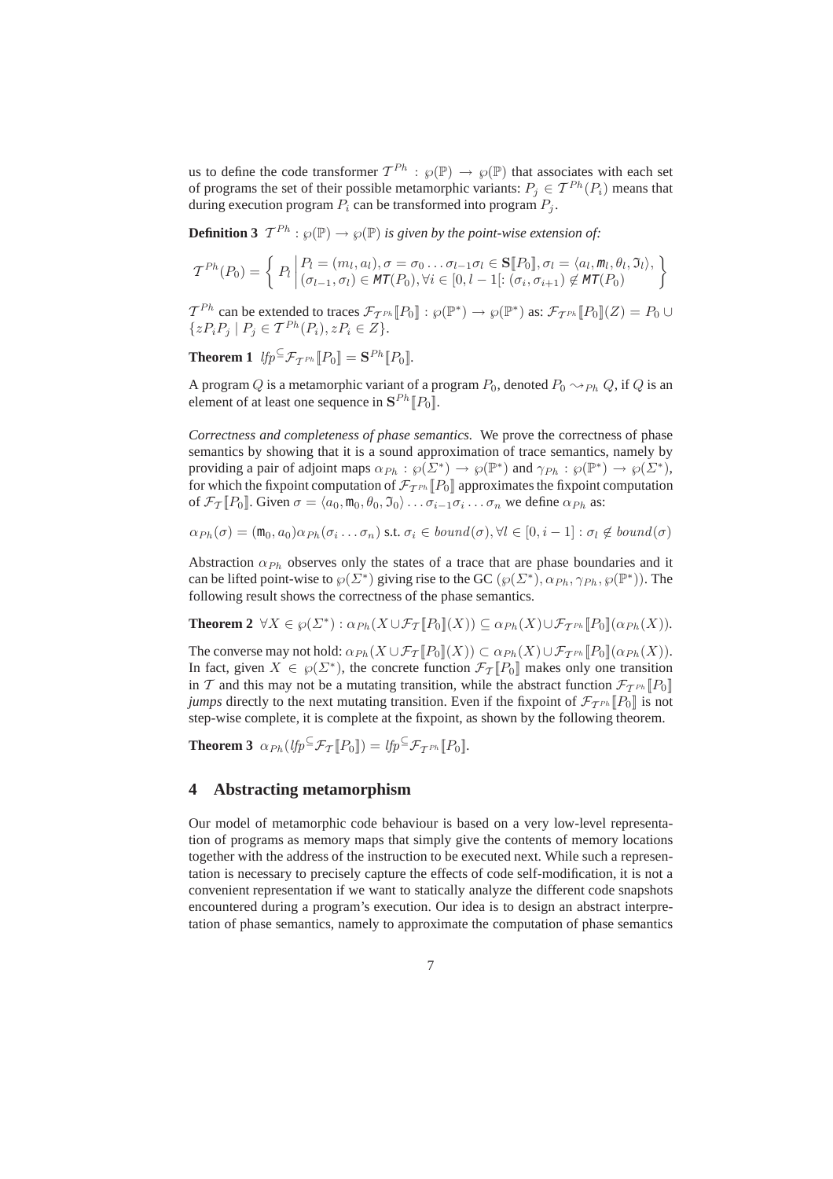us to define the code transformer $\mathcal{T}^{Ph} : \wp(\mathbb{P}) \rightarrow \wp(\mathbb{P})$ that associates with each set of programs the set of their possible metamorphic variants: $P_j \in \mathcal{T}^{Ph}(P_i)$ means that during execution program $P_i$ can be transformed into program $P_j$.

**Definition 3** *$\mathcal{T}^{Ph} : \wp(\mathbb{P}) \rightarrow \wp(\mathbb{P})$ is given by the point-wise extension of:*

$$\mathcal{T}^{Ph}(P_0) = \left\{ P_l \,\middle|\, \begin{array}{l} P_l = (m_l, a_l), \sigma = \sigma_0 \ldots \sigma_{l-1}\sigma_l \in \mathbf{S}[\![P_0]\!], \sigma_l = \langle a_l, \mathtt{m}_l, \theta_l, \mathfrak{I}_l \rangle, \\ (\sigma_{l-1}, \sigma_l) \in \mathit{MT}(P_0), \forall i \in [0, l-1[ : (\sigma_i, \sigma_{i+1}) \notin \mathit{MT}(P_0) \end{array} \right\}$$

$\mathcal{T}^{Ph}$ can be extended to traces $\mathcal{F}_{\mathcal{T}^{Ph}}[\![P_0]\!] : \wp(\mathbb{P}^*) \rightarrow \wp(\mathbb{P}^*)$ as: $\mathcal{F}_{\mathcal{T}^{Ph}}[\![P_0]\!](Z) = P_0 \cup \{zP_iP_j \mid P_j \in \mathcal{T}^{Ph}(P_i), zP_i \in Z\}$.

**Theorem 1** $\mathit{lfp}^{\subseteq}\mathcal{F}_{\mathcal{T}^{Ph}}[\![P_0]\!] = \mathbf{S}^{Ph}[\![P_0]\!]$.

A program $Q$ is a metamorphic variant of a program $P_0$, denoted $P_0 \rightsquigarrow_{Ph} Q$, if $Q$ is an element of at least one sequence in $\mathbf{S}^{Ph}[\![P_0]\!]$.

*Correctness and completeness of phase semantics.* We prove the correctness of phase semantics by showing that it is a sound approximation of trace semantics, namely by providing a pair of adjoint maps $\alpha_{Ph} : \wp(\Sigma^*) \rightarrow \wp(\mathbb{P}^*)$ and $\gamma_{Ph} : \wp(\mathbb{P}^*) \rightarrow \wp(\Sigma^*)$, for which the fixpoint computation of $\mathcal{F}_{\mathcal{T}^{Ph}}[\![P_0]\!]$ approximates the fixpoint computation of $\mathcal{F}_{\mathcal{T}}[\![P_0]\!]$. Given $\sigma = \langle a_0, \mathtt{m}_0, \theta_0, \mathfrak{I}_0 \rangle \ldots \sigma_{i-1}\sigma_i \ldots \sigma_n$ we define $\alpha_{Ph}$ as:

$$\alpha_{Ph}(\sigma) = (\mathtt{m}_0, a_0)\alpha_{Ph}(\sigma_i \ldots \sigma_n) \text{ s.t. } \sigma_i \in \mathit{bound}(\sigma), \forall l \in [0, i-1] : \sigma_l \notin \mathit{bound}(\sigma)$$

Abstraction $\alpha_{Ph}$ observes only the states of a trace that are phase boundaries and it can be lifted point-wise to $\wp(\Sigma^*)$ giving rise to the GC $(\wp(\Sigma^*), \alpha_{Ph}, \gamma_{Ph}, \wp(\mathbb{P}^*))$. The following result shows the correctness of the phase semantics.

**Theorem 2** $\forall X \in \wp(\Sigma^*) : \alpha_{Ph}(X \cup \mathcal{F}_{\mathcal{T}}[\![P_0]\!](X)) \subseteq \alpha_{Ph}(X) \cup \mathcal{F}_{\mathcal{T}^{Ph}}[\![P_0]\!](\alpha_{Ph}(X))$.

The converse may not hold: $\alpha_{Ph}(X \cup \mathcal{F}_{\mathcal{T}}[\![P_0]\!](X)) \subset \alpha_{Ph}(X) \cup \mathcal{F}_{\mathcal{T}^{Ph}}[\![P_0]\!](\alpha_{Ph}(X))$. In fact, given $X \in \wp(\Sigma^*)$, the concrete function $\mathcal{F}_{\mathcal{T}}[\![P_0]\!]$ makes only one transition in $\mathcal{T}$ and this may not be a mutating transition, while the abstract function $\mathcal{F}_{\mathcal{T}^{Ph}}[\![P_0]\!]$ *jumps* directly to the next mutating transition. Even if the fixpoint of $\mathcal{F}_{\mathcal{T}^{Ph}}[\![P_0]\!]$ is not step-wise complete, it is complete at the fixpoint, as shown by the following theorem.

**Theorem 3** $\alpha_{Ph}(\mathit{lfp}^{\subseteq}\mathcal{F}_{\mathcal{T}}[\![P_0]\!]) = \mathit{lfp}^{\subseteq}\mathcal{F}_{\mathcal{T}^{Ph}}[\![P_0]\!]$.

## 4 Abstracting metamorphism

Our model of metamorphic code behaviour is based on a very low-level representation of programs as memory maps that simply give the contents of memory locations together with the address of the instruction to be executed next. While such a representation is necessary to precisely capture the effects of code self-modification, it is not a convenient representation if we want to statically analyze the different code snapshots encountered during a program's execution. Our idea is to design an abstract interpretation of phase semantics, namely to approximate the computation of phase semantics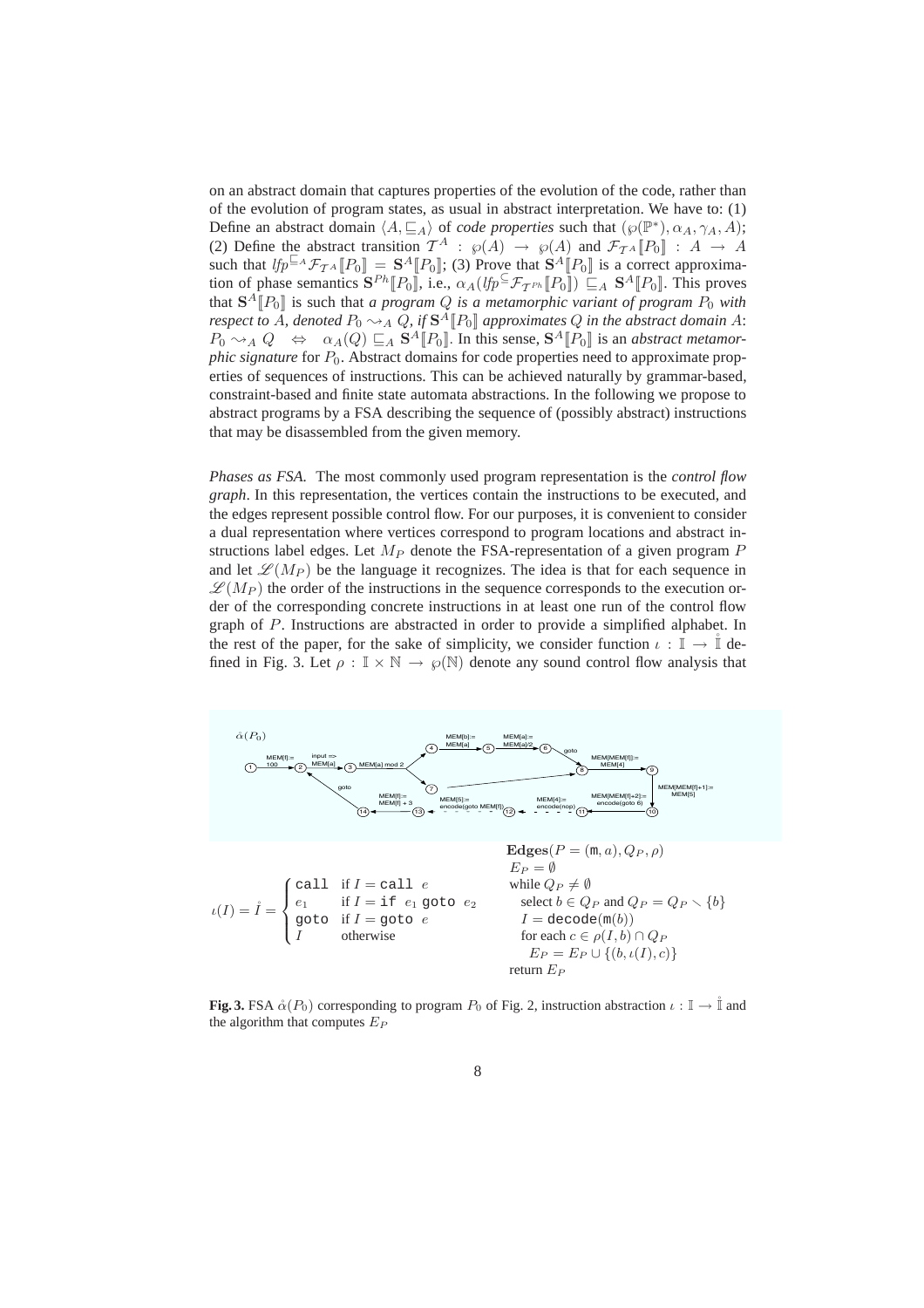on an abstract domain that captures properties of the evolution of the code, rather than of the evolution of program states, as usual in abstract interpretation. We have to: (1) Define an abstract domain $\langle A, \sqsubseteq_A \rangle$ of *code properties* such that $(\wp(\mathbb{P}^*), \alpha_A, \gamma_A, A)$; (2) Define the abstract transition $\mathcal{T}^A : \wp(A) \rightarrow \wp(A)$ and $\mathcal{F}_{\mathcal{T}^A}[\![P_0]\!] : A \rightarrow A$ such that $lfp^{\sqsubseteq_A} \mathcal{F}_{\mathcal{T}^A}[\![P_0]\!] = \mathbf{S}^A[\![P_0]\!]$; (3) Prove that $\mathbf{S}^A[\![P_0]\!]$ is a correct approximation of phase semantics $\mathbf{S}^{Ph}[\![P_0]\!]$, i.e., $\alpha_A(lfp^{\subseteq} \mathcal{F}_{\mathcal{T}^{Ph}}[\![P_0]\!]) \sqsubseteq_A \mathbf{S}^A[\![P_0]\!]$. This proves that $\mathbf{S}^A[\![P_0]\!]$ is such that *a program $Q$ is a metamorphic variant of program $P_0$ with respect to $A$, denoted $P_0 \rightsquigarrow_A Q$, if $\mathbf{S}^A[\![P_0]\!]$ approximates $Q$ in the abstract domain $A$*: $P_0 \rightsquigarrow_A Q \quad \Leftrightarrow \quad \alpha_A(Q) \sqsubseteq_A \mathbf{S}^A[\![P_0]\!]$. In this sense, $\mathbf{S}^A[\![P_0]\!]$ is an *abstract metamorphic signature* for $P_0$. Abstract domains for code properties need to approximate properties of sequences of instructions. This can be achieved naturally by grammar-based, constraint-based and finite state automata abstractions. In the following we propose to abstract programs by a FSA describing the sequence of (possibly abstract) instructions that may be disassembled from the given memory.

*Phases as FSA.* The most commonly used program representation is the *control flow graph*. In this representation, the vertices contain the instructions to be executed, and the edges represent possible control flow. For our purposes, it is convenient to consider a dual representation where vertices correspond to program locations and abstract instructions label edges. Let $M_P$ denote the FSA-representation of a given program $P$ and let $\mathscr{L}(M_P)$ be the language it recognizes. The idea is that for each sequence in $\mathscr{L}(M_P)$ the order of the instructions in the sequence corresponds to the execution order of the corresponding concrete instructions in at least one run of the control flow graph of $P$. Instructions are abstracted in order to provide a simplified alphabet. In the rest of the paper, for the sake of simplicity, we consider function $\iota : \mathbb{I} \rightarrow \mathring{\mathbb{I}}$ defined in Fig. 3. Let $\rho : \mathbb{I} \times \mathbb{N} \rightarrow \wp(\mathbb{N})$ denote any sound control flow analysis that

$$\iota(I) = \mathring{I} = \begin{cases} \texttt{call} & \text{if } I = \texttt{call } e \\ e_1 & \text{if } I = \texttt{if } e_1 \texttt{ goto } e_2 \\ \texttt{goto} & \text{if } I = \texttt{goto } e \\ I & \text{otherwise} \end{cases}$$

**Edges**$(P = (\mathtt{m}, a), Q_P, \rho)$
$E_P = \emptyset$
while $Q_P \neq \emptyset$
  select $b \in Q_P$ and $Q_P = Q_P \smallsetminus \{b\}$
  $I = \mathtt{decode}(\mathtt{m}(b))$
  for each $c \in \rho(I, b) \cap Q_P$
    $E_P = E_P \cup \{(b, \iota(I), c)\}$
return $E_P$

**Fig. 3.** FSA $\mathring{\alpha}(P_0)$ corresponding to program $P_0$ of Fig. 2, instruction abstraction $\iota : \mathbb{I} \rightarrow \mathring{\mathbb{I}}$ and the algorithm that computes $E_P$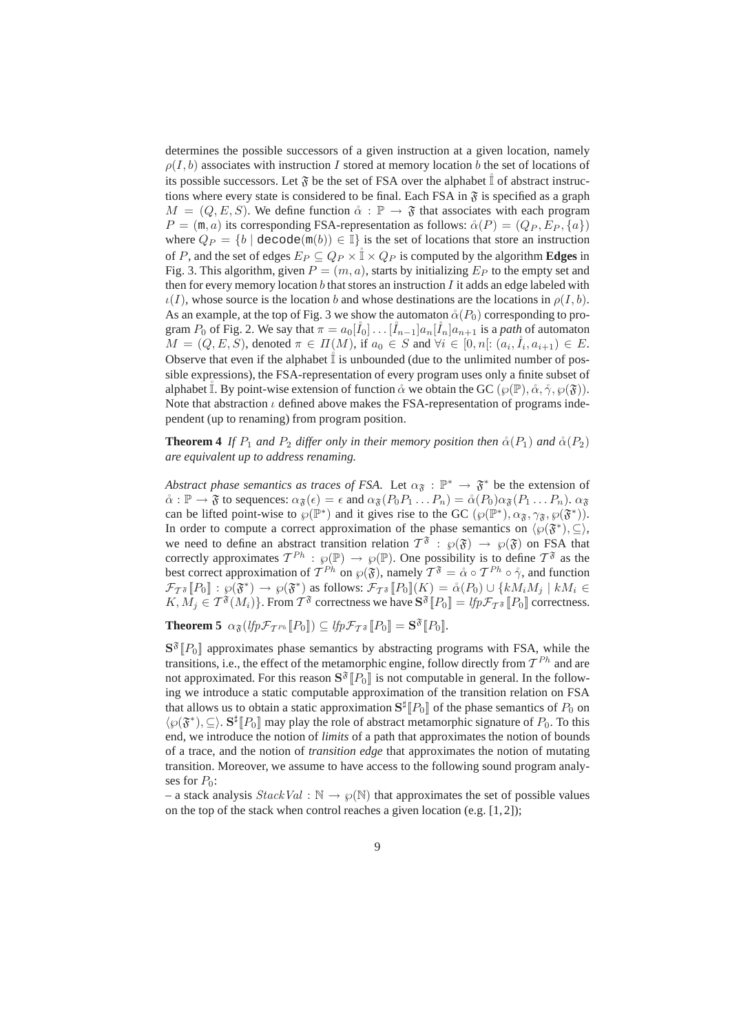determines the possible successors of a given instruction at a given location, namely $\rho(I, b)$ associates with instruction $I$ stored at memory location $b$ the set of locations of its possible successors. Let $\mathfrak{F}$ be the set of FSA over the alphabet $\mathring{\mathbb{I}}$ of abstract instructions where every state is considered to be final. Each FSA in $\mathfrak{F}$ is specified as a graph $M = (Q, E, S)$. We define function $\mathring{\alpha} : \mathbb{P} \to \mathfrak{F}$ that associates with each program $P = (\mathtt{m}, a)$ its corresponding FSA-representation as follows: $\mathring{\alpha}(P) = (Q_P, E_P, \{a\})$ where $Q_P = \{b \mid \mathtt{decode}(\mathtt{m}(b)) \in \mathbb{I}\}$ is the set of locations that store an instruction of $P$, and the set of edges $E_P \subseteq Q_P \times \mathring{\mathbb{I}} \times Q_P$ is computed by the algorithm **Edges** in Fig. 3. This algorithm, given $P = (m, a)$, starts by initializing $E_P$ to the empty set and then for every memory location $b$ that stores an instruction $I$ it adds an edge labeled with $\iota(I)$, whose source is the location $b$ and whose destinations are the locations in $\rho(I, b)$. As an example, at the top of Fig. 3 we show the automaton $\mathring{\alpha}(P_0)$ corresponding to program $P_0$ of Fig. 2. We say that $\pi = a_0[\mathring{I}_0] \ldots [\mathring{I}_{n-1}]a_n[\mathring{I}_n]a_{n+1}$ is a *path* of automaton $M = (Q, E, S)$, denoted $\pi \in \Pi(M)$, if $a_0 \in S$ and $\forall i \in [0, n[: (a_i, \mathring{I}_i, a_{i+1}) \in E$. Observe that even if the alphabet $\mathring{\mathbb{I}}$ is unbounded (due to the unlimited number of possible expressions), the FSA-representation of every program uses only a finite subset of alphabet $\mathring{\mathbb{I}}$. By point-wise extension of function $\mathring{\alpha}$ we obtain the GC $(\wp(\mathbb{P}), \mathring{\alpha}, \mathring{\gamma}, \wp(\mathfrak{F}))$. Note that abstraction $\iota$ defined above makes the FSA-representation of programs independent (up to renaming) from program position.

**Theorem 4** *If $P_1$ and $P_2$ differ only in their memory position then $\mathring{\alpha}(P_1)$ and $\mathring{\alpha}(P_2)$ are equivalent up to address renaming.*

*Abstract phase semantics as traces of FSA.* Let $\alpha_{\mathfrak{F}} : \mathbb{P}^* \to \mathfrak{F}^*$ be the extension of $\mathring{\alpha} : \mathbb{P} \to \mathfrak{F}$ to sequences: $\alpha_{\mathfrak{F}}(\epsilon) = \epsilon$ and $\alpha_{\mathfrak{F}}(P_0 P_1 \ldots P_n) = \mathring{\alpha}(P_0)\alpha_{\mathfrak{F}}(P_1 \ldots P_n)$. $\alpha_{\mathfrak{F}}$ can be lifted point-wise to $\wp(\mathbb{P}^*)$ and it gives rise to the GC $(\wp(\mathbb{P}^*), \alpha_{\mathfrak{F}}, \gamma_{\mathfrak{F}}, \wp(\mathfrak{F}^*))$. In order to compute a correct approximation of the phase semantics on $\langle \wp(\mathfrak{F}^*), \subseteq \rangle$, we need to define an abstract transition relation $\mathcal{T}^{\mathfrak{F}} : \wp(\mathfrak{F}) \to \wp(\mathfrak{F})$ on FSA that correctly approximates $\mathcal{T}^{Ph} : \wp(\mathbb{P}) \to \wp(\mathbb{P})$. One possibility is to define $\mathcal{T}^{\mathfrak{F}}$ as the best correct approximation of $\mathcal{T}^{Ph}$ on $\wp(\mathfrak{F})$, namely $\mathcal{T}^{\mathfrak{F}} = \mathring{\alpha} \circ \mathcal{T}^{Ph} \circ \mathring{\gamma}$, and function $\mathcal{F}_{\mathcal{T}^{\mathfrak{F}}}[\![P_0]\!] : \wp(\mathfrak{F}^*) \to \wp(\mathfrak{F}^*)$ as follows: $\mathcal{F}_{\mathcal{T}^{\mathfrak{F}}}[\![P_0]\!](K) = \mathring{\alpha}(P_0) \cup \{kM_iM_j \mid kM_i \in K, M_j \in \mathcal{T}^{\mathfrak{F}}(M_i)\}$. From $\mathcal{T}^{\mathfrak{F}}$ correctness we have $\mathbf{S}^{\mathfrak{F}}[\![P_0]\!] = \mathit{lfp}\mathcal{F}_{\mathcal{T}^{\mathfrak{F}}}[\![P_0]\!]$ correctness.

**Theorem 5** $\alpha_{\mathfrak{F}}(\mathit{lfp}\mathcal{F}_{\mathcal{T}^{Ph}}[\![P_0]\!]) \subseteq \mathit{lfp}\mathcal{F}_{\mathcal{T}^{\mathfrak{F}}}[\![P_0]\!] = \mathbf{S}^{\mathfrak{F}}[\![P_0]\!]$.

$\mathbf{S}^{\mathfrak{F}}[\![P_0]\!]$ approximates phase semantics by abstracting programs with FSA, while the transitions, i.e., the effect of the metamorphic engine, follow directly from $\mathcal{T}^{Ph}$ and are not approximated. For this reason $\mathbf{S}^{\mathfrak{F}}[\![P_0]\!]$ is not computable in general. In the following we introduce a static computable approximation of the transition relation on FSA that allows us to obtain a static approximation $\mathbf{S}^{\sharp}[\![P_0]\!]$ of the phase semantics of $P_0$ on $\langle \wp(\mathfrak{F}^*), \subseteq \rangle$. $\mathbf{S}^{\sharp}[\![P_0]\!]$ may play the role of abstract metamorphic signature of $P_0$. To this end, we introduce the notion of *limits* of a path that approximates the notion of bounds of a trace, and the notion of *transition edge* that approximates the notion of mutating transition. Moreover, we assume to have access to the following sound program analyses for $P_0$:

– a stack analysis $\mathit{StackVal} : \mathbb{N} \to \wp(\mathbb{N})$ that approximates the set of possible values on the top of the stack when control reaches a given location (e.g. $[1, 2]$);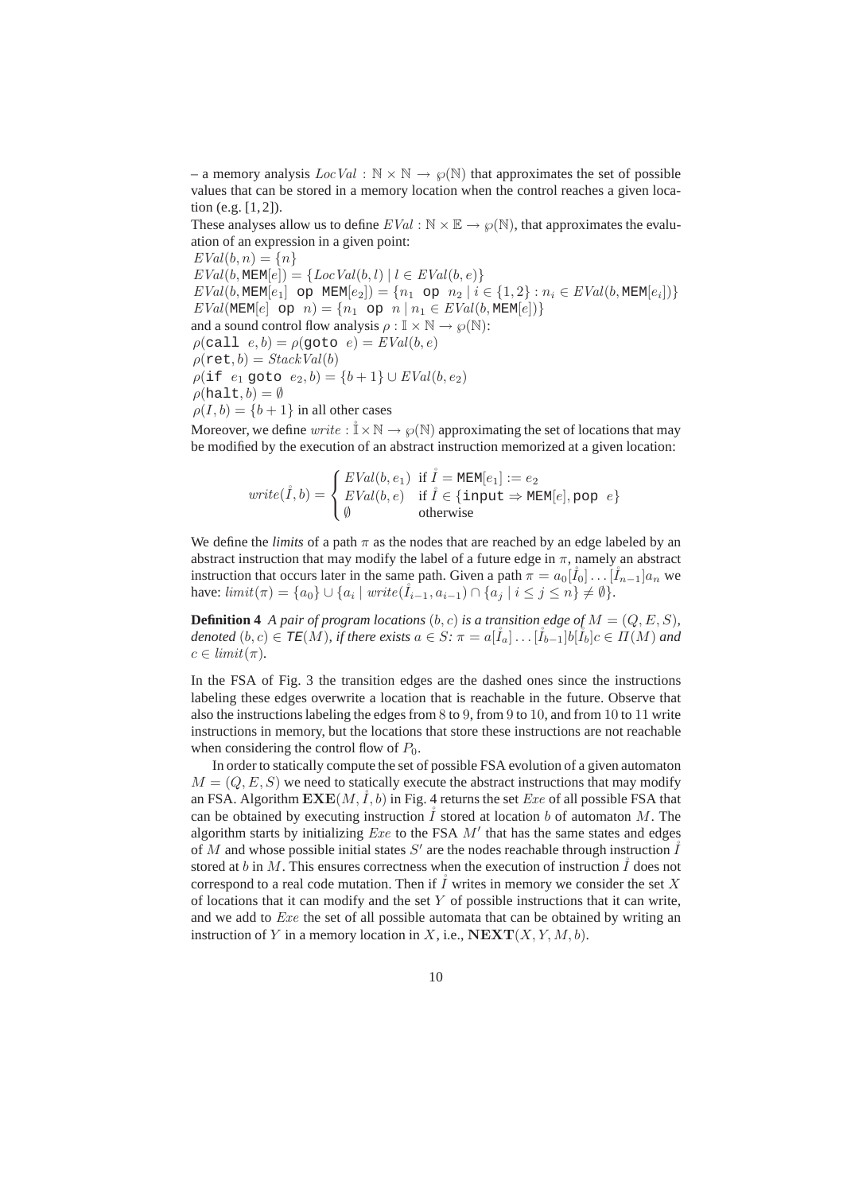– a memory analysis $LocVal : \mathbb{N} \times \mathbb{N} \rightarrow \wp(\mathbb{N})$ that approximates the set of possible values that can be stored in a memory location when the control reaches a given location (e.g. [1, 2]).

These analyses allow us to define $EVal : \mathbb{N} \times \mathbb{E} \rightarrow \wp(\mathbb{N})$, that approximates the evaluation of an expression in a given point:

$EVal(b, n) = \{n\}$
$EVal(b, \mathtt{MEM}[e]) = \{LocVal(b, l) \mid l \in EVal(b, e)\}$
$EVal(b, \mathtt{MEM}[e_1] \;\mathtt{op}\; \mathtt{MEM}[e_2]) = \{n_1 \;\mathtt{op}\; n_2 \mid i \in \{1, 2\} : n_i \in EVal(b, \mathtt{MEM}[e_i])\}$
$EVal(\mathtt{MEM}[e] \;\mathtt{op}\; n) = \{n_1 \;\mathtt{op}\; n \mid n_1 \in EVal(b, \mathtt{MEM}[e])\}$

and a sound control flow analysis $\rho : \mathbb{I} \times \mathbb{N} \rightarrow \wp(\mathbb{N})$:

$\rho(\mathtt{call}\; e, b) = \rho(\mathtt{goto}\; e) = EVal(b, e)$
$\rho(\mathtt{ret}, b) = StackVal(b)$
$\rho(\mathtt{if}\; e_1 \;\mathtt{goto}\; e_2, b) = \{b + 1\} \cup EVal(b, e_2)$
$\rho(\mathtt{halt}, b) = \emptyset$
$\rho(I, b) = \{b + 1\}$ in all other cases

Moreover, we define $write : \mathring{\mathbb{I}} \times \mathbb{N} \rightarrow \wp(\mathbb{N})$ approximating the set of locations that may be modified by the execution of an abstract instruction memorized at a given location:

$$write(\mathring{I}, b) = \begin{cases} EVal(b, e_1) & \text{if } \mathring{I} = \mathtt{MEM}[e_1] := e_2 \\ EVal(b, e) & \text{if } \mathring{I} \in \{\mathtt{input} \Rightarrow \mathtt{MEM}[e], \mathtt{pop}\;\; e\} \\ \emptyset & \text{otherwise} \end{cases}$$

We define the *limits* of a path $\pi$ as the nodes that are reached by an edge labeled by an abstract instruction that may modify the label of a future edge in $\pi$, namely an abstract instruction that occurs later in the same path. Given a path $\pi = a_0[\mathring{I}_0] \dots [\mathring{I}_{n-1}]a_n$ we have: $limit(\pi) = \{a_0\} \cup \{a_i \mid write(\mathring{I}_{i-1}, a_{i-1}) \cap \{a_j \mid i \leq j \leq n\} \neq \emptyset\}$.

**Definition 4** *A pair of program locations $(b, c)$ is a transition edge of $M = (Q, E, S)$, denoted $(b, c) \in \mathsf{TE}(M)$, if there exists $a \in S$: $\pi = a[\mathring{I}_a] \dots [\mathring{I}_{b-1}]b[\mathring{I}_b]c \in \Pi(M)$ and $c \in limit(\pi)$.*

In the FSA of Fig. 3 the transition edges are the dashed ones since the instructions labeling these edges overwrite a location that is reachable in the future. Observe that also the instructions labeling the edges from 8 to 9, from 9 to 10, and from 10 to 11 write instructions in memory, but the locations that store these instructions are not reachable when considering the control flow of $P_0$.

In order to statically compute the set of possible FSA evolution of a given automaton $M = (Q, E, S)$ we need to statically execute the abstract instructions that may modify an FSA. Algorithm $\mathbf{EXE}(M, \mathring{I}, b)$ in Fig. 4 returns the set $Exe$ of all possible FSA that can be obtained by executing instruction $\mathring{I}$ stored at location $b$ of automaton $M$. The algorithm starts by initializing $Exe$ to the FSA $M'$ that has the same states and edges of $M$ and whose possible initial states $S'$ are the nodes reachable through instruction $\mathring{I}$ stored at $b$ in $M$. This ensures correctness when the execution of instruction $\mathring{I}$ does not correspond to a real code mutation. Then if $\mathring{I}$ writes in memory we consider the set $X$ of locations that it can modify and the set $Y$ of possible instructions that it can write, and we add to $Exe$ the set of all possible automata that can be obtained by writing an instruction of $Y$ in a memory location in $X$, i.e., $\mathbf{NEXT}(X, Y, M, b)$.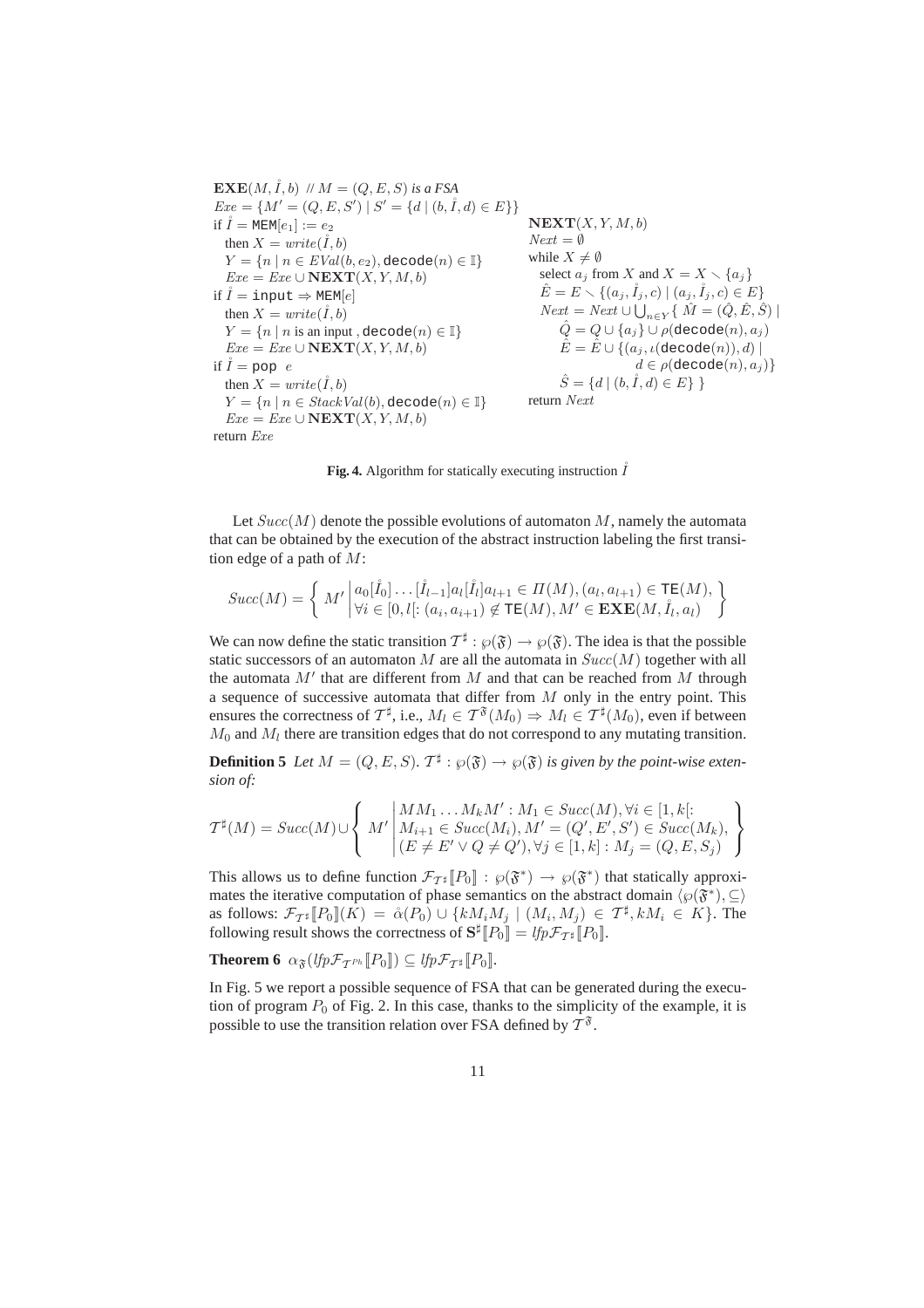```
EXE(M, I̊, b) // M = (Q, E, S) is a FSA
Exe = {M' = (Q, E, S') | S' = {d | (b, I̊, d) ∈ E}}
if I̊ = MEM[e1] := e2
  then X = write(I̊, b)
  Y = {n | n ∈ EVal(b, e2), decode(n) ∈ 𝕀}
  Exe = Exe ∪ NEXT(X, Y, M, b)
if I̊ = input ⇒ MEM[e]
  then X = write(I̊, b)
  Y = {n | n is an input , decode(n) ∈ 𝕀}
  Exe = Exe ∪ NEXT(X, Y, M, b)
if I̊ = pop e
  then X = write(I̊, b)
  Y = {n | n ∈ StackVal(b), decode(n) ∈ 𝕀}
  Exe = Exe ∪ NEXT(X, Y, M, b)
return Exe
```

```
NEXT(X, Y, M, b)
Next = ∅
while X ≠ ∅
  select a_j from X and X = X ∖ {a_j}
  Ê = E ∖ {(a_j, I̊_j, c) | (a_j, I̊_j, c) ∈ E}
  Next = Next ∪ ⋃_{n∈Y} { M̂ = (Q̂, Ê, Ŝ) |
      Q̂ = Q ∪ {a_j} ∪ ρ(decode(n), a_j)
      Ê = Ê ∪ {(a_j, ι(decode(n)), d) |
              d ∈ ρ(decode(n), a_j)}
      Ŝ = {d | (b, I̊, d) ∈ E} }
return Next
```

**Fig. 4.** Algorithm for statically executing instruction $\mathring{I}$

Let $Succ(M)$ denote the possible evolutions of automaton $M$, namely the automata that can be obtained by the execution of the abstract instruction labeling the first transition edge of a path of $M$:

$$Succ(M) = \left\{ M' \left| \begin{array}{l} a_0[\mathring{I}_0] \ldots [\mathring{I}_{l-1}]a_l[\mathring{I}_l]a_{l+1} \in \Pi(M), (a_l, a_{l+1}) \in \mathsf{TE}(M), \\ \forall i \in [0, l[: (a_i, a_{i+1}) \notin \mathsf{TE}(M), M' \in \mathbf{EXE}(M, \mathring{I}_l, a_l) \end{array} \right. \right\}$$

We can now define the static transition $\mathcal{T}^\sharp : \wp(\mathfrak{F}) \to \wp(\mathfrak{F})$. The idea is that the possible static successors of an automaton $M$ are all the automata in $Succ(M)$ together with all the automata $M'$ that are different from $M$ and that can be reached from $M$ through a sequence of successive automata that differ from $M$ only in the entry point. This ensures the correctness of $\mathcal{T}^\sharp$, i.e., $M_l \in \mathcal{T}^{\mathfrak{F}}(M_0) \Rightarrow M_l \in \mathcal{T}^\sharp(M_0)$, even if between $M_0$ and $M_l$ there are transition edges that do not correspond to any mutating transition.

**Definition 5** *Let $M = (Q, E, S)$. $\mathcal{T}^\sharp : \wp(\mathfrak{F}) \to \wp(\mathfrak{F})$ is given by the point-wise extension of:*

$$\mathcal{T}^\sharp(M) = Succ(M) \cup \left\{ M' \left| \begin{array}{l} MM_1 \ldots M_k M' : M_1 \in Succ(M), \forall i \in [1, k[: \\ M_{i+1} \in Succ(M_i), M' = (Q', E', S') \in Succ(M_k), \\ (E \neq E' \vee Q \neq Q'), \forall j \in [1, k] : M_j = (Q, E, S_j) \end{array} \right. \right\}$$

This allows us to define function $\mathcal{F}_{\mathcal{T}^\sharp}[\![P_0]\!] : \wp(\mathfrak{F}^*) \to \wp(\mathfrak{F}^*)$ that statically approximates the iterative computation of phase semantics on the abstract domain $\langle \wp(\mathfrak{F}^*), \subseteq \rangle$ as follows: $\mathcal{F}_{\mathcal{T}^\sharp}[\![P_0]\!](K) = \mathring{\alpha}(P_0) \cup \{kM_iM_j \mid (M_i, M_j) \in \mathcal{T}^\sharp, kM_i \in K\}$. The following result shows the correctness of $\mathbf{S}^\sharp[\![P_0]\!] = \mathit{lfp}\mathcal{F}_{\mathcal{T}^\sharp}[\![P_0]\!]$.

**Theorem 6** $\alpha_{\mathfrak{F}}(\mathit{lfp}\mathcal{F}_{\mathcal{T}^{Ph}}[\![P_0]\!]) \subseteq \mathit{lfp}\mathcal{F}_{\mathcal{T}^\sharp}[\![P_0]\!]$.

In Fig. 5 we report a possible sequence of FSA that can be generated during the execution of program $P_0$ of Fig. 2. In this case, thanks to the simplicity of the example, it is possible to use the transition relation over FSA defined by $\mathcal{T}^{\mathfrak{F}}$.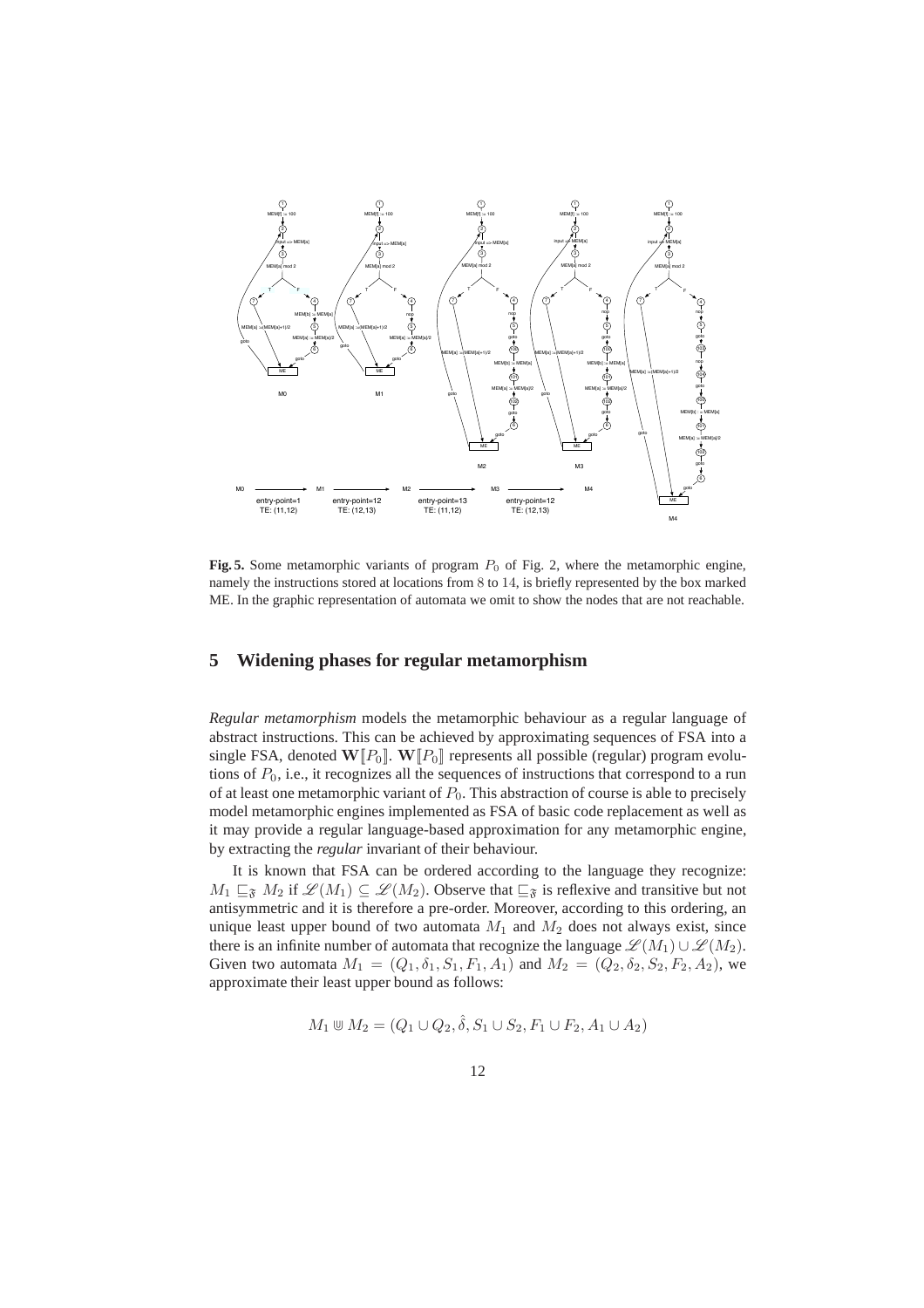**Fig. 5.** Some metamorphic variants of program $P_0$ of Fig. 2, where the metamorphic engine, namely the instructions stored at locations from 8 to 14, is briefly represented by the box marked ME. In the graphic representation of automata we omit to show the nodes that are not reachable.

## 5 Widening phases for regular metamorphism

*Regular metamorphism* models the metamorphic behaviour as a regular language of abstract instructions. This can be achieved by approximating sequences of FSA into a single FSA, denoted $\mathbf{W}[\![P_0]\!]$. $\mathbf{W}[\![P_0]\!]$ represents all possible (regular) program evolutions of $P_0$, i.e., it recognizes all the sequences of instructions that correspond to a run of at least one metamorphic variant of $P_0$. This abstraction of course is able to precisely model metamorphic engines implemented as FSA of basic code replacement as well as it may provide a regular language-based approximation for any metamorphic engine, by extracting the *regular* invariant of their behaviour.

It is known that FSA can be ordered according to the language they recognize: $M_1 \sqsubseteq_{\mathfrak{F}} M_2$ if $\mathscr{L}(M_1) \subseteq \mathscr{L}(M_2)$. Observe that $\sqsubseteq_{\mathfrak{F}}$ is reflexive and transitive but not antisymmetric and it is therefore a pre-order. Moreover, according to this ordering, an unique least upper bound of two automata $M_1$ and $M_2$ does not always exist, since there is an infinite number of automata that recognize the language $\mathscr{L}(M_1) \cup \mathscr{L}(M_2)$. Given two automata $M_1 = (Q_1, \delta_1, S_1, F_1, A_1)$ and $M_2 = (Q_2, \delta_2, S_2, F_2, A_2)$, we approximate their least upper bound as follows:

$$M_1 \Cup M_2 = (Q_1 \cup Q_2, \hat{\delta}, S_1 \cup S_2, F_1 \cup F_2, A_1 \cup A_2)$$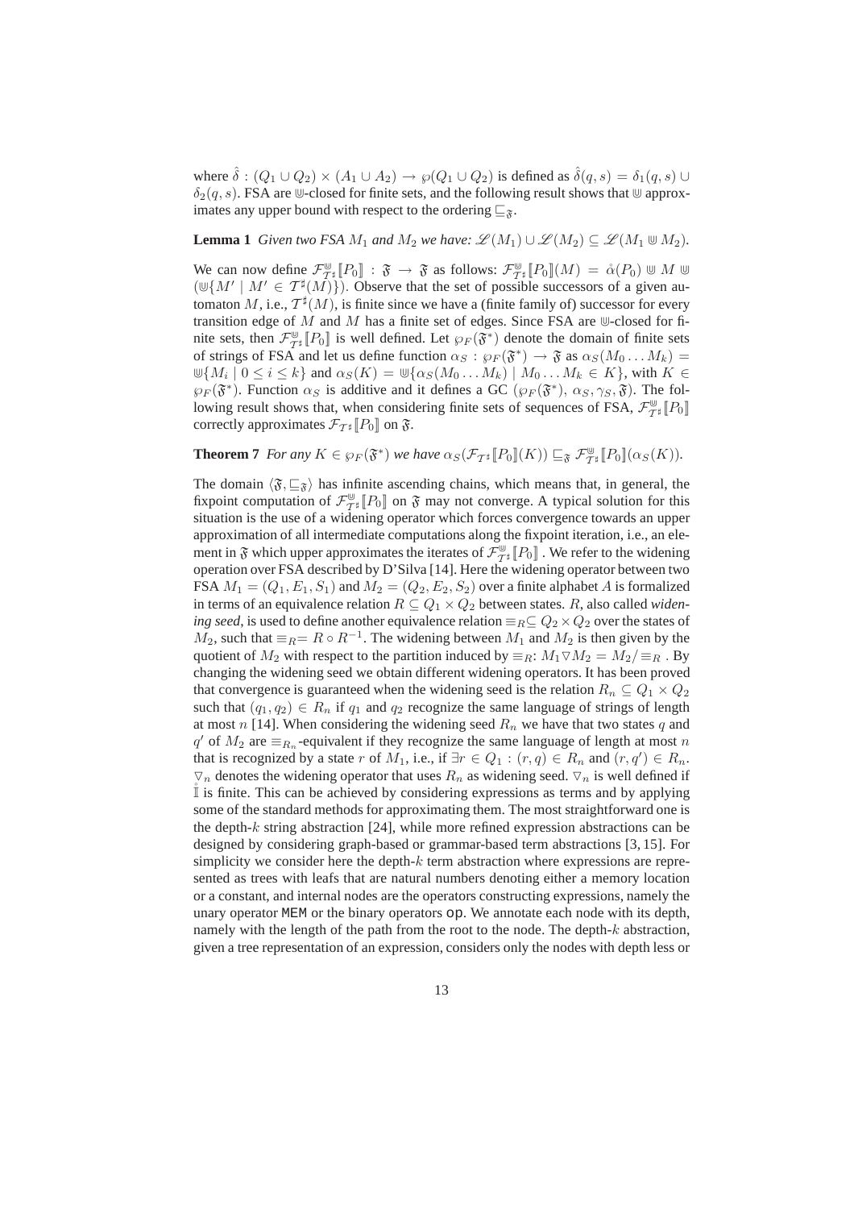where $\hat{\delta} : (Q_1 \cup Q_2) \times (A_1 \cup A_2) \to \wp(Q_1 \cup Q_2)$ is defined as $\hat{\delta}(q, s) = \delta_1(q, s) \cup \delta_2(q, s)$. FSA are $\Cup$-closed for finite sets, and the following result shows that $\Cup$ approximates any upper bound with respect to the ordering $\sqsubseteq_{\mathfrak{F}}$.

**Lemma 1** *Given two FSA $M_1$ and $M_2$ we have: $\mathscr{L}(M_1) \cup \mathscr{L}(M_2) \subseteq \mathscr{L}(M_1 \Cup M_2)$.*

We can now define $\mathcal{F}^{\Cup}_{\mathcal{T}^\sharp}[\![P_0]\!] : \mathfrak{F} \to \mathfrak{F}$ as follows: $\mathcal{F}^{\Cup}_{\mathcal{T}^\sharp}[\![P_0]\!](M) = \mathring{\alpha}(P_0) \Cup M \Cup (\Cup\{M' \mid M' \in \mathcal{T}^\sharp(M)\})$. Observe that the set of possible successors of a given automaton $M$, i.e., $\mathcal{T}^\sharp(M)$, is finite since we have a (finite family of) successor for every transition edge of $M$ and $M$ has a finite set of edges. Since FSA are $\Cup$-closed for finite sets, then $\mathcal{F}^{\Cup}_{\mathcal{T}^\sharp}[\![P_0]\!]$ is well defined. Let $\wp_F(\mathfrak{F}^*)$ denote the domain of finite sets of strings of FSA and let us define function $\alpha_S : \wp_F(\mathfrak{F}^*) \to \mathfrak{F}$ as $\alpha_S(M_0 \ldots M_k) = \Cup\{M_i \mid 0 \leq i \leq k\}$ and $\alpha_S(K) = \Cup\{\alpha_S(M_0 \ldots M_k) \mid M_0 \ldots M_k \in K\}$, with $K \in \wp_F(\mathfrak{F}^*)$. Function $\alpha_S$ is additive and it defines a GC $(\wp_F(\mathfrak{F}^*), \alpha_S, \gamma_S, \mathfrak{F})$. The following result shows that, when considering finite sets of sequences of FSA, $\mathcal{F}^{\Cup}_{\mathcal{T}^\sharp}[\![P_0]\!]$ correctly approximates $\mathcal{F}_{\mathcal{T}^\sharp}[\![P_0]\!]$ on $\mathfrak{F}$.

**Theorem 7** *For any $K \in \wp_F(\mathfrak{F}^*)$ we have $\alpha_S(\mathcal{F}_{\mathcal{T}^\sharp}[\![P_0]\!](K)) \sqsubseteq_{\mathfrak{F}} \mathcal{F}^{\Cup}_{\mathcal{T}^\sharp}[\![P_0]\!](\alpha_S(K))$.*

The domain $\langle \mathfrak{F}, \sqsubseteq_{\mathfrak{F}} \rangle$ has infinite ascending chains, which means that, in general, the fixpoint computation of $\mathcal{F}^{\Cup}_{\mathcal{T}^\sharp}[\![P_0]\!]$ on $\mathfrak{F}$ may not converge. A typical solution for this situation is the use of a widening operator which forces convergence towards an upper approximation of all intermediate computations along the fixpoint iteration, i.e., an element in $\mathfrak{F}$ which upper approximates the iterates of $\mathcal{F}^{\Cup}_{\mathcal{T}^\sharp}[\![P_0]\!]$ . We refer to the widening operation over FSA described by D'Silva [14]. Here the widening operator between two FSA $M_1 = (Q_1, E_1, S_1)$ and $M_2 = (Q_2, E_2, S_2)$ over a finite alphabet $A$ is formalized in terms of an equivalence relation $R \subseteq Q_1 \times Q_2$ between states. $R$, also called *widening seed*, is used to define another equivalence relation $\equiv_R \subseteq Q_2 \times Q_2$ over the states of $M_2$, such that $\equiv_R = R \circ R^{-1}$. The widening between $M_1$ and $M_2$ is then given by the quotient of $M_2$ with respect to the partition induced by $\equiv_R$: $M_1 \triangledown M_2 = M_2 / \equiv_R$ . By changing the widening seed we obtain different widening operators. It has been proved that convergence is guaranteed when the widening seed is the relation $R_n \subseteq Q_1 \times Q_2$ such that $(q_1, q_2) \in R_n$ if $q_1$ and $q_2$ recognize the same language of strings of length at most $n$ [14]. When considering the widening seed $R_n$ we have that two states $q$ and $q'$ of $M_2$ are $\equiv_{R_n}$-equivalent if they recognize the same language of length at most $n$ that is recognized by a state $r$ of $M_1$, i.e., if $\exists r \in Q_1 : (r, q) \in R_n$ and $(r, q') \in R_n$. $\triangledown_n$ denotes the widening operator that uses $R_n$ as widening seed. $\triangledown_n$ is well defined if $\mathring{\mathbb{I}}$ is finite. This can be achieved by considering expressions as terms and by applying some of the standard methods for approximating them. The most straightforward one is the depth-$k$ string abstraction [24], while more refined expression abstractions can be designed by considering graph-based or grammar-based term abstractions [3, 15]. For simplicity we consider here the depth-$k$ term abstraction where expressions are represented as trees with leafs that are natural numbers denoting either a memory location or a constant, and internal nodes are the operators constructing expressions, namely the unary operator `MEM` or the binary operators `op`. We annotate each node with its depth, namely with the length of the path from the root to the node. The depth-$k$ abstraction, given a tree representation of an expression, considers only the nodes with depth less or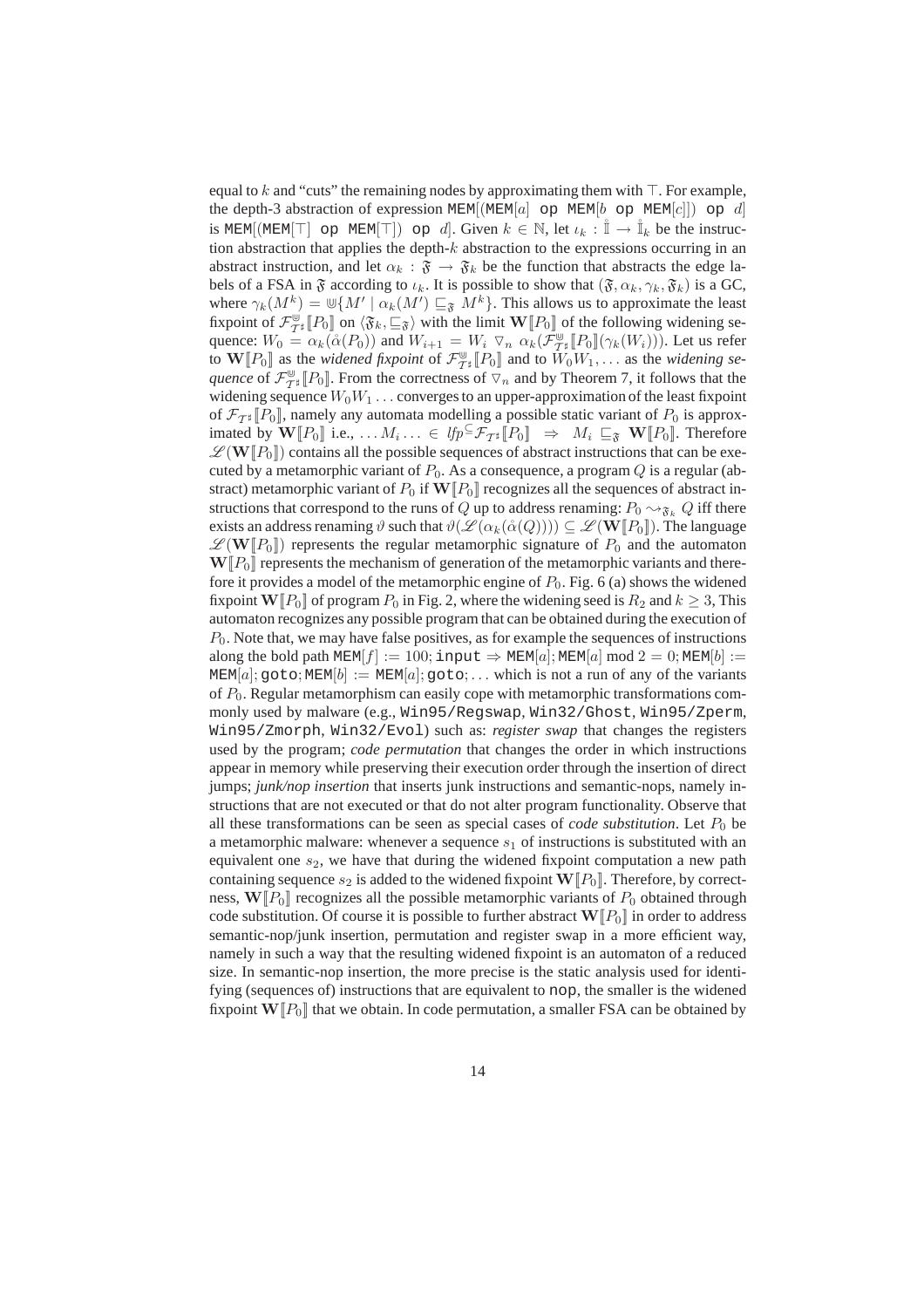equal to $k$ and "cuts" the remaining nodes by approximating them with $\top$. For example, the depth-3 abstraction of expression $\texttt{MEM}[(\texttt{MEM}[a]\ \texttt{op}\ \texttt{MEM}[b\ \texttt{op}\ \texttt{MEM}[c]])\ \texttt{op}\ d]$ is $\texttt{MEM}[(\texttt{MEM}[\top]\ \texttt{op}\ \texttt{MEM}[\top])\ \texttt{op}\ d]$. Given $k \in \mathbb{N}$, let $\iota_k : \mathring{\mathbb{I}} \rightarrow \mathring{\mathbb{I}}_k$ be the instruction abstraction that applies the depth-$k$ abstraction to the expressions occurring in an abstract instruction, and let $\alpha_k : \mathfrak{F} \rightarrow \mathfrak{F}_k$ be the function that abstracts the edge labels of a FSA in $\mathfrak{F}$ according to $\iota_k$. It is possible to show that $(\mathfrak{F}, \alpha_k, \gamma_k, \mathfrak{F}_k)$ is a GC, where $\gamma_k(M^k) = \uplus\{M' \mid \alpha_k(M') \sqsubseteq_{\mathfrak{F}} M^k\}$. This allows us to approximate the least fixpoint of $\mathcal{F}^{\uplus}_{\mathcal{T}^\sharp}[\![P_0]\!]$ on $\langle \mathfrak{F}_k, \sqsubseteq_{\mathfrak{F}}\rangle$ with the limit $\mathbf{W}[\![P_0]\!]$ of the following widening sequence: $W_0 = \alpha_k(\mathring{\alpha}(P_0))$ and $W_{i+1} = W_i\ \triangledown_n\ \alpha_k(\mathcal{F}^{\uplus}_{\mathcal{T}^\sharp}[\![P_0]\!](\gamma_k(W_i)))$. Let us refer to $\mathbf{W}[\![P_0]\!]$ as the *widened fixpoint* of $\mathcal{F}^{\uplus}_{\mathcal{T}^\sharp}[\![P_0]\!]$ and to $W_0W_1,\ldots$ as the *widening sequence* of $\mathcal{F}^{\uplus}_{\mathcal{T}^\sharp}[\![P_0]\!]$. From the correctness of $\triangledown_n$ and by Theorem 7, it follows that the widening sequence $W_0W_1\ldots$ converges to an upper-approximation of the least fixpoint of $\mathcal{F}_{\mathcal{T}^\sharp}[\![P_0]\!]$, namely any automata modelling a possible static variant of $P_0$ is approximated by $\mathbf{W}[\![P_0]\!]$ i.e., $\ldots M_i \ldots \in \mathit{lfp}^{\subseteq}\mathcal{F}_{\mathcal{T}^\sharp}[\![P_0]\!] \Rightarrow M_i \sqsubseteq_{\mathfrak{F}} \mathbf{W}[\![P_0]\!]$. Therefore $\mathscr{L}(\mathbf{W}[\![P_0]\!])$ contains all the possible sequences of abstract instructions that can be executed by a metamorphic variant of $P_0$. As a consequence, a program $Q$ is a regular (abstract) metamorphic variant of $P_0$ if $\mathbf{W}[\![P_0]\!]$ recognizes all the sequences of abstract instructions that correspond to the runs of $Q$ up to address renaming: $P_0 \rightsquigarrow_{\mathfrak{F}_k} Q$ iff there exists an address renaming $\vartheta$ such that $\vartheta(\mathscr{L}(\alpha_k(\mathring{\alpha}(Q)))) \subseteq \mathscr{L}(\mathbf{W}[\![P_0]\!])$. The language $\mathscr{L}(\mathbf{W}[\![P_0]\!])$ represents the regular metamorphic signature of $P_0$ and the automaton $\mathbf{W}[\![P_0]\!]$ represents the mechanism of generation of the metamorphic variants and therefore it provides a model of the metamorphic engine of $P_0$. Fig. 6 (a) shows the widened fixpoint $\mathbf{W}[\![P_0]\!]$ of program $P_0$ in Fig. 2, where the widening seed is $R_2$ and $k \geq 3$, This automaton recognizes any possible program that can be obtained during the execution of $P_0$. Note that, we may have false positives, as for example the sequences of instructions along the bold path $\texttt{MEM}[f] := 100; \texttt{input} \Rightarrow \texttt{MEM}[a]; \texttt{MEM}[a] \bmod 2 = 0; \texttt{MEM}[b] := \texttt{MEM}[a]; \texttt{goto}; \texttt{MEM}[b] := \texttt{MEM}[a]; \texttt{goto}; \ldots$ which is not a run of any of the variants of $P_0$. Regular metamorphism can easily cope with metamorphic transformations commonly used by malware (e.g., `Win95/Regswap`, `Win32/Ghost`, `Win95/Zperm`, `Win95/Zmorph`, `Win32/Evol`) such as: *register swap* that changes the registers used by the program; *code permutation* that changes the order in which instructions appear in memory while preserving their execution order through the insertion of direct jumps; *junk/nop insertion* that inserts junk instructions and semantic-nops, namely instructions that are not executed or that do not alter program functionality. Observe that all these transformations can be seen as special cases of *code substitution*. Let $P_0$ be a metamorphic malware: whenever a sequence $s_1$ of instructions is substituted with an equivalent one $s_2$, we have that during the widened fixpoint computation a new path containing sequence $s_2$ is added to the widened fixpoint $\mathbf{W}[\![P_0]\!]$. Therefore, by correctness, $\mathbf{W}[\![P_0]\!]$ recognizes all the possible metamorphic variants of $P_0$ obtained through code substitution. Of course it is possible to further abstract $\mathbf{W}[\![P_0]\!]$ in order to address semantic-nop/junk insertion, permutation and register swap in a more efficient way, namely in such a way that the resulting widened fixpoint is an automaton of a reduced size. In semantic-nop insertion, the more precise is the static analysis used for identifying (sequences of) instructions that are equivalent to `nop`, the smaller is the widened fixpoint $\mathbf{W}[\![P_0]\!]$ that we obtain. In code permutation, a smaller FSA can be obtained by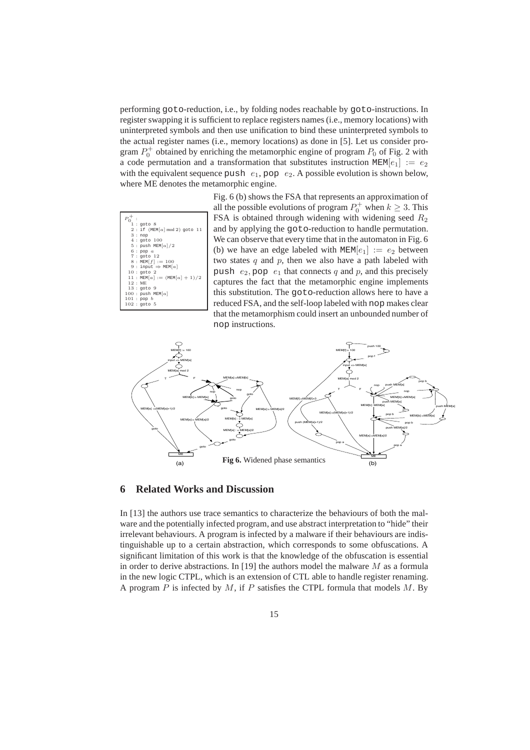performing goto-reduction, i.e., by folding nodes reachable by goto-instructions. In register swapping it is sufficient to replace registers names (i.e., memory locations) with uninterpreted symbols and then use unification to bind these uninterpreted symbols to the actual register names (i.e., memory locations) as done in [5]. Let us consider program $P_0^+$ obtained by enriching the metamorphic engine of program $P_0$ of Fig. 2 with a code permutation and a transformation that substitutes instruction $\texttt{MEM}[e_1] := e_2$ with the equivalent sequence push $e_1$, pop $e_2$. A possible evolution is shown below, where ME denotes the metamorphic engine.

```
P0+ :
  1 : goto 8
  2 : if (MEM[a] mod 2) goto 11
  3 : nop
  4 : goto 100
  5 : push MEM[a]/2
  6 : pop a
  7 : goto 12
  8 : MEM[f] := 100
  9 : input ⇒ MEM[a]
 10 : goto 2
 11 : MEM[a] := (MEM[a] + 1)/2
 12 : ME
 13 : goto 9
100 : push MEM[a]
101 : pop b
102 : goto 5
```

Fig. 6 (b) shows the FSA that represents an approximation of all the possible evolutions of program $P_0^+$ when $k \geq 3$. This FSA is obtained through widening with widening seed $R_2$ and by applying the goto-reduction to handle permutation. We can observe that every time that in the automaton in Fig. 6 (b) we have an edge labeled with $\texttt{MEM}[e_1] := e_2$ between two states $q$ and $p$, then we also have a path labeled with push $e_2$, pop $e_1$ that connects $q$ and $p$, and this precisely captures the fact that the metamorphic engine implements this substitution. The goto-reduction allows here to have a reduced FSA, and the self-loop labeled with nop makes clear that the metamorphism could insert an unbounded number of nop instructions.

**Fig 6.** Widened phase semantics

## 6 Related Works and Discussion

In [13] the authors use trace semantics to characterize the behaviours of both the malware and the potentially infected program, and use abstract interpretation to "hide" their irrelevant behaviours. A program is infected by a malware if their behaviours are indistinguishable up to a certain abstraction, which corresponds to some obfuscations. A significant limitation of this work is that the knowledge of the obfuscation is essential in order to derive abstractions. In [19] the authors model the malware $M$ as a formula in the new logic CTPL, which is an extension of CTL able to handle register renaming. A program $P$ is infected by $M$, if $P$ satisfies the CTPL formula that models $M$. By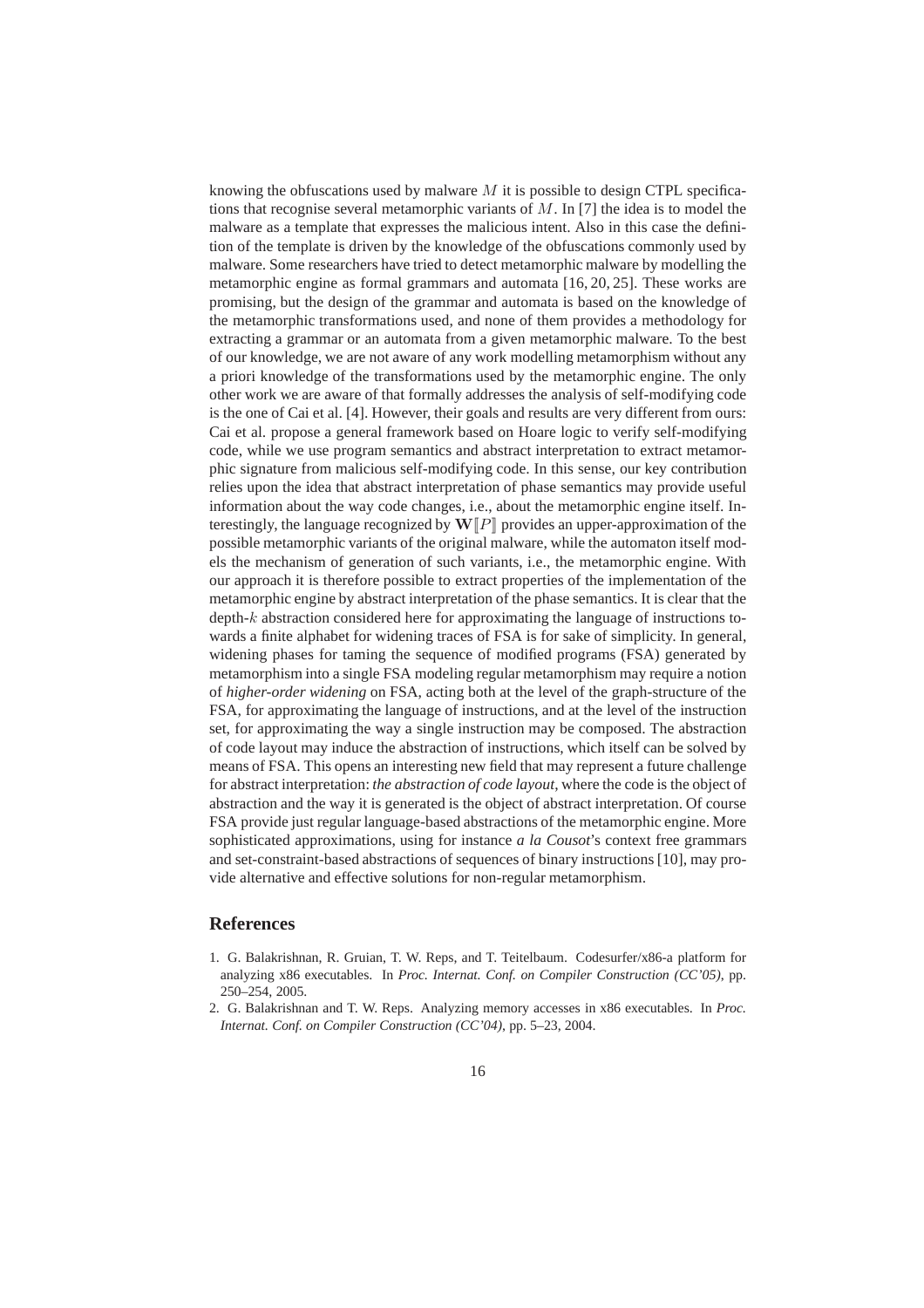knowing the obfuscations used by malware $M$ it is possible to design CTPL specifications that recognise several metamorphic variants of $M$. In [7] the idea is to model the malware as a template that expresses the malicious intent. Also in this case the definition of the template is driven by the knowledge of the obfuscations commonly used by malware. Some researchers have tried to detect metamorphic malware by modelling the metamorphic engine as formal grammars and automata [16, 20, 25]. These works are promising, but the design of the grammar and automata is based on the knowledge of the metamorphic transformations used, and none of them provides a methodology for extracting a grammar or an automata from a given metamorphic malware. To the best of our knowledge, we are not aware of any work modelling metamorphism without any a priori knowledge of the transformations used by the metamorphic engine. The only other work we are aware of that formally addresses the analysis of self-modifying code is the one of Cai et al. [4]. However, their goals and results are very different from ours: Cai et al. propose a general framework based on Hoare logic to verify self-modifying code, while we use program semantics and abstract interpretation to extract metamorphic signature from malicious self-modifying code. In this sense, our key contribution relies upon the idea that abstract interpretation of phase semantics may provide useful information about the way code changes, i.e., about the metamorphic engine itself. Interestingly, the language recognized by $\mathbf{W}[\![P]\!]$ provides an upper-approximation of the possible metamorphic variants of the original malware, while the automaton itself models the mechanism of generation of such variants, i.e., the metamorphic engine. With our approach it is therefore possible to extract properties of the implementation of the metamorphic engine by abstract interpretation of the phase semantics. It is clear that the depth-$k$ abstraction considered here for approximating the language of instructions towards a finite alphabet for widening traces of FSA is for sake of simplicity. In general, widening phases for taming the sequence of modified programs (FSA) generated by metamorphism into a single FSA modeling regular metamorphism may require a notion of *higher-order widening* on FSA, acting both at the level of the graph-structure of the FSA, for approximating the language of instructions, and at the level of the instruction set, for approximating the way a single instruction may be composed. The abstraction of code layout may induce the abstraction of instructions, which itself can be solved by means of FSA. This opens an interesting new field that may represent a future challenge for abstract interpretation: *the abstraction of code layout*, where the code is the object of abstraction and the way it is generated is the object of abstract interpretation. Of course FSA provide just regular language-based abstractions of the metamorphic engine. More sophisticated approximations, using for instance *a la Cousot*'s context free grammars and set-constraint-based abstractions of sequences of binary instructions [10], may provide alternative and effective solutions for non-regular metamorphism.

## References

1. G. Balakrishnan, R. Gruian, T. W. Reps, and T. Teitelbaum. Codesurfer/x86-a platform for analyzing x86 executables. In *Proc. Internat. Conf. on Compiler Construction (CC'05)*, pp. 250–254, 2005.
2. G. Balakrishnan and T. W. Reps. Analyzing memory accesses in x86 executables. In *Proc. Internat. Conf. on Compiler Construction (CC'04)*, pp. 5–23, 2004.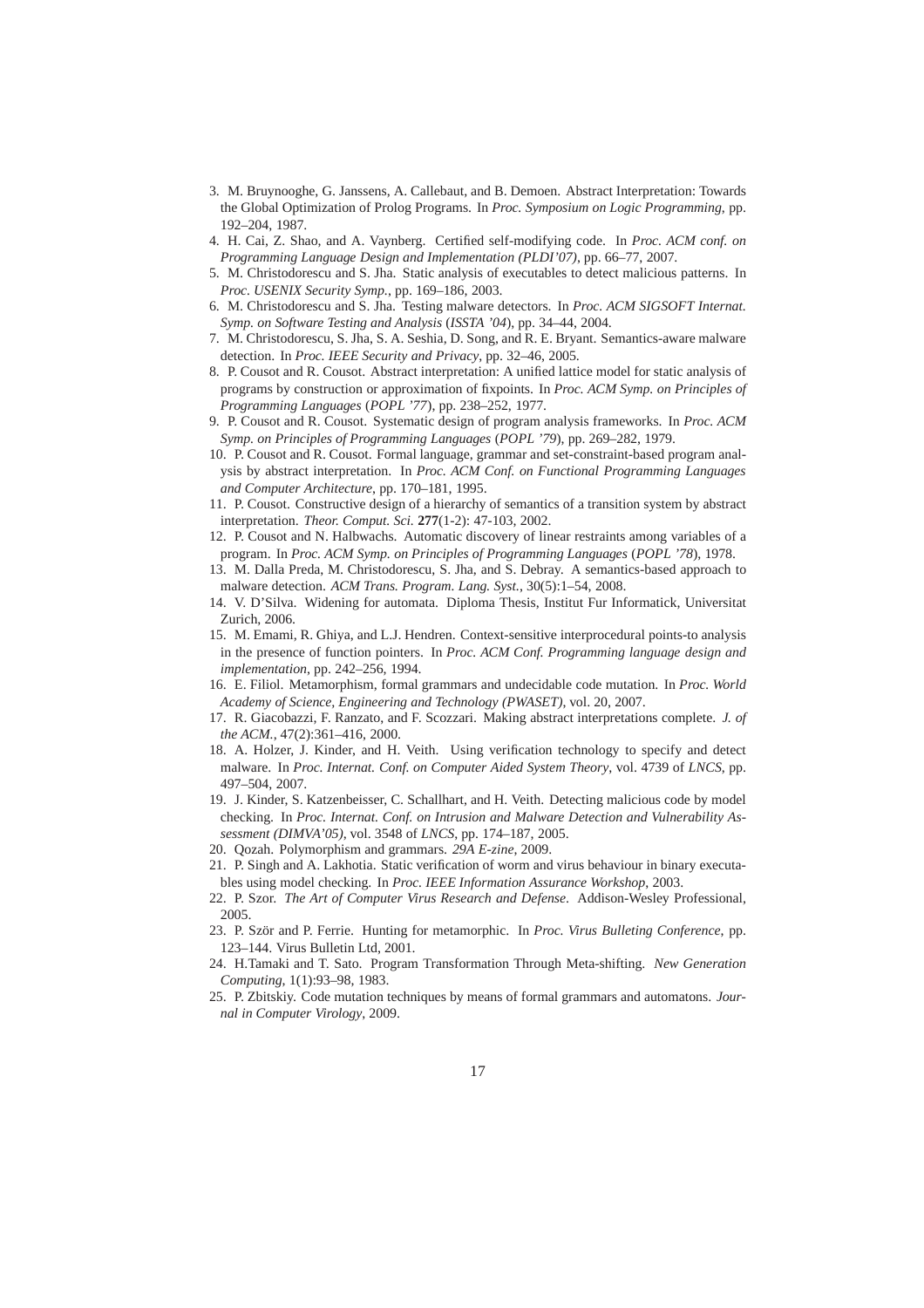3. M. Bruynooghe, G. Janssens, A. Callebaut, and B. Demoen. Abstract Interpretation: Towards the Global Optimization of Prolog Programs. In *Proc. Symposium on Logic Programming*, pp. 192–204, 1987.
4. H. Cai, Z. Shao, and A. Vaynberg. Certified self-modifying code. In *Proc. ACM conf. on Programming Language Design and Implementation (PLDI'07)*, pp. 66–77, 2007.
5. M. Christodorescu and S. Jha. Static analysis of executables to detect malicious patterns. In *Proc. USENIX Security Symp.*, pp. 169–186, 2003.
6. M. Christodorescu and S. Jha. Testing malware detectors. In *Proc. ACM SIGSOFT Internat. Symp. on Software Testing and Analysis* (*ISSTA '04*), pp. 34–44, 2004.
7. M. Christodorescu, S. Jha, S. A. Seshia, D. Song, and R. E. Bryant. Semantics-aware malware detection. In *Proc. IEEE Security and Privacy*, pp. 32–46, 2005.
8. P. Cousot and R. Cousot. Abstract interpretation: A unified lattice model for static analysis of programs by construction or approximation of fixpoints. In *Proc. ACM Symp. on Principles of Programming Languages* (*POPL '77*), pp. 238–252, 1977.
9. P. Cousot and R. Cousot. Systematic design of program analysis frameworks. In *Proc. ACM Symp. on Principles of Programming Languages* (*POPL '79*), pp. 269–282, 1979.
10. P. Cousot and R. Cousot. Formal language, grammar and set-constraint-based program analysis by abstract interpretation. In *Proc. ACM Conf. on Functional Programming Languages and Computer Architecture*, pp. 170–181, 1995.
11. P. Cousot. Constructive design of a hierarchy of semantics of a transition system by abstract interpretation. *Theor. Comput. Sci.* **277**(1-2): 47-103, 2002.
12. P. Cousot and N. Halbwachs. Automatic discovery of linear restraints among variables of a program. In *Proc. ACM Symp. on Principles of Programming Languages* (*POPL '78*), 1978.
13. M. Dalla Preda, M. Christodorescu, S. Jha, and S. Debray. A semantics-based approach to malware detection. *ACM Trans. Program. Lang. Syst.*, 30(5):1–54, 2008.
14. V. D'Silva. Widening for automata. Diploma Thesis, Institut Fur Informatick, Universitat Zurich, 2006.
15. M. Emami, R. Ghiya, and L.J. Hendren. Context-sensitive interprocedural points-to analysis in the presence of function pointers. In *Proc. ACM Conf. Programming language design and implementation*, pp. 242–256, 1994.
16. E. Filiol. Metamorphism, formal grammars and undecidable code mutation. In *Proc. World Academy of Science, Engineering and Technology (PWASET)*, vol. 20, 2007.
17. R. Giacobazzi, F. Ranzato, and F. Scozzari. Making abstract interpretations complete. *J. of the ACM.*, 47(2):361–416, 2000.
18. A. Holzer, J. Kinder, and H. Veith. Using verification technology to specify and detect malware. In *Proc. Internat. Conf. on Computer Aided System Theory*, vol. 4739 of *LNCS*, pp. 497–504, 2007.
19. J. Kinder, S. Katzenbeisser, C. Schallhart, and H. Veith. Detecting malicious code by model checking. In *Proc. Internat. Conf. on Intrusion and Malware Detection and Vulnerability Assessment (DIMVA'05)*, vol. 3548 of *LNCS*, pp. 174–187, 2005.
20. Qozah. Polymorphism and grammars. *29A E-zine*, 2009.
21. P. Singh and A. Lakhotia. Static verification of worm and virus behaviour in binary executables using model checking. In *Proc. IEEE Information Assurance Workshop*, 2003.
22. P. Szor. *The Art of Computer Virus Research and Defense*. Addison-Wesley Professional, 2005.
23. P. Ször and P. Ferrie. Hunting for metamorphic. In *Proc. Virus Bulleting Conference*, pp. 123–144. Virus Bulletin Ltd, 2001.
24. H.Tamaki and T. Sato. Program Transformation Through Meta-shifting. *New Generation Computing*, 1(1):93–98, 1983.
25. P. Zbitskiy. Code mutation techniques by means of formal grammars and automatons. *Journal in Computer Virology*, 2009.